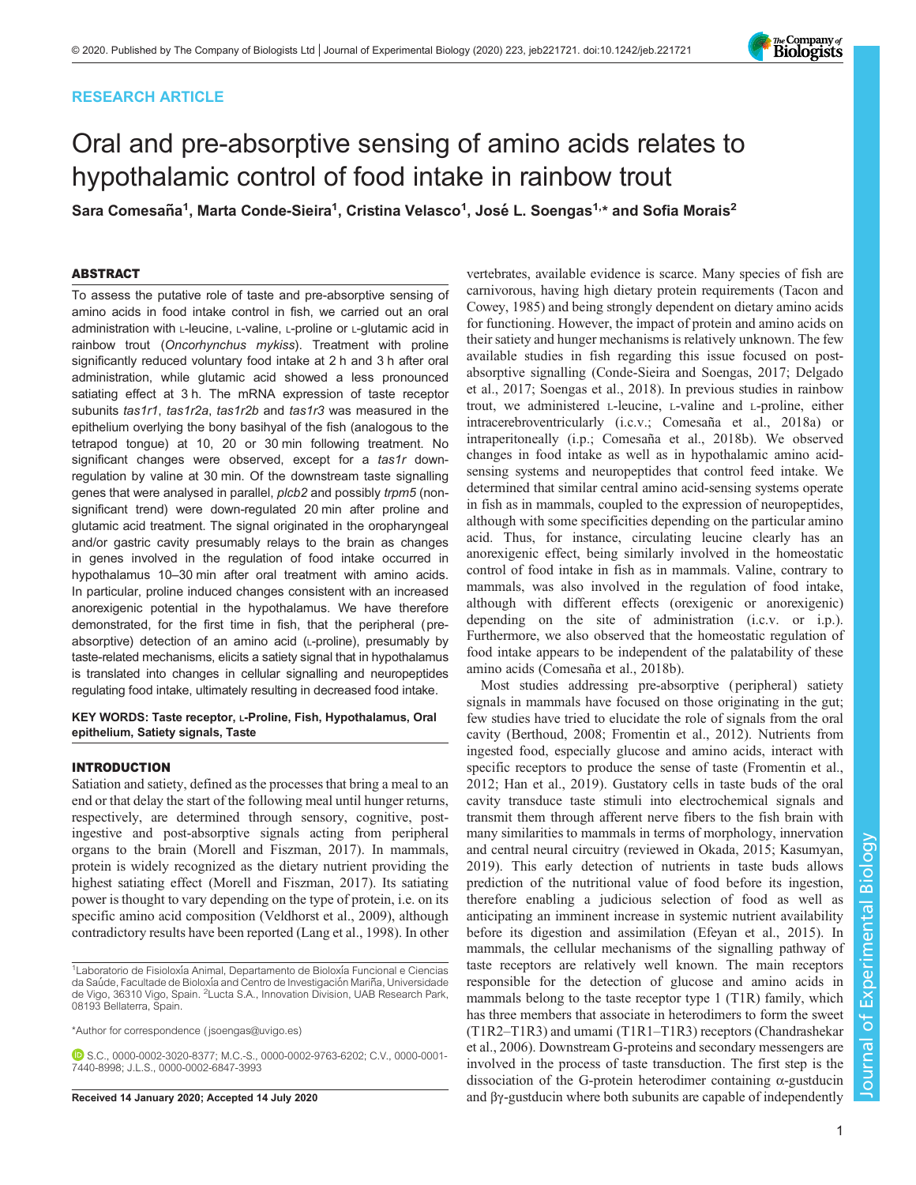RESEARCH ARTICLE

# Oral and pre-absorptive sensing of amino acids relates to hypothalamic control of food intake in rainbow trout

Sara Comesaña[1], Marta Conde-Sieira[1], Cristina Velasco[1], José L. Soengas[1,*] and Sofia Morais[2]

## ABSTRACT

To assess the putative role of taste and pre-absorptive sensing of amino acids in food intake control in fish, we carried out an oral administration with L-leucine, L-valine, L-proline or L-glutamic acid in rainbow trout (*Oncorhynchus mykiss*). Treatment with proline significantly reduced voluntary food intake at 2 h and 3 h after oral administration, while glutamic acid showed a less pronounced satiating effect at 3 h. The mRNA expression of taste receptor subunits *tas1r1*, *tas1r2a*, *tas1r2b* and *tas1r3* was measured in the epithelium overlying the bony basihyal of the fish (analogous to the tetrapod tongue) at 10, 20 or 30 min following treatment. No significant changes were observed, except for a *tas1r* down-regulation by valine at 30 min. Of the downstream taste signalling genes that were analysed in parallel, *plcb2* and possibly *trpm5* (non-significant trend) were down-regulated 20 min after proline and glutamic acid treatment. The signal originated in the oropharyngeal and/or gastric cavity presumably relays to the brain as changes in genes involved in the regulation of food intake occurred in hypothalamus 10–30 min after oral treatment with amino acids. In particular, proline induced changes consistent with an increased anorexigenic potential in the hypothalamus. We have therefore demonstrated, for the first time in fish, that the peripheral (pre-absorptive) detection of an amino acid (L-proline), presumably by taste-related mechanisms, elicits a satiety signal that in hypothalamus is translated into changes in cellular signalling and neuropeptides regulating food intake, ultimately resulting in decreased food intake.

**KEY WORDS: Taste receptor, L-Proline, Fish, Hypothalamus, Oral epithelium, Satiety signals, Taste**

## INTRODUCTION

Satiation and satiety, defined as the processes that bring a meal to an end or that delay the start of the following meal until hunger returns, respectively, are determined through sensory, cognitive, post-ingestive and post-absorptive signals acting from peripheral organs to the brain (Morell and Fiszman, 2017). In mammals, protein is widely recognized as the dietary nutrient providing the highest satiating effect (Morell and Fiszman, 2017). Its satiating power is thought to vary depending on the type of protein, i.e. on its specific amino acid composition (Veldhorst et al., 2009), although contradictory results have been reported (Lang et al., 1998). In other vertebrates, available evidence is scarce. Many species of fish are carnivorous, having high dietary protein requirements (Tacon and Cowey, 1985) and being strongly dependent on dietary amino acids for functioning. However, the impact of protein and amino acids on their satiety and hunger mechanisms is relatively unknown. The few available studies in fish regarding this issue focused on post-absorptive signalling (Conde-Sieira and Soengas, 2017; Delgado et al., 2017; Soengas et al., 2018). In previous studies in rainbow trout, we administered L-leucine, L-valine and L-proline, either intracerebroventricularly (i.c.v.; Comesaña et al., 2018a) or intraperitoneally (i.p.; Comesaña et al., 2018b). We observed changes in food intake as well as in hypothalamic amino acid-sensing systems and neuropeptides that control feed intake. We determined that similar central amino acid-sensing systems operate in fish as in mammals, coupled to the expression of neuropeptides, although with some specificities depending on the particular amino acid. Thus, for instance, circulating leucine clearly has an anorexigenic effect, being similarly involved in the homeostatic control of food intake in fish as in mammals. Valine, contrary to mammals, was also involved in the regulation of food intake, although with different effects (orexigenic or anorexigenic) depending on the site of administration (i.c.v. or i.p.). Furthermore, we also observed that the homeostatic regulation of food intake appears to be independent of the palatability of these amino acids (Comesaña et al., 2018b).

Most studies addressing pre-absorptive (peripheral) satiety signals in mammals have focused on those originating in the gut; few studies have tried to elucidate the role of signals from the oral cavity (Berthoud, 2008; Fromentin et al., 2012). Nutrients from ingested food, especially glucose and amino acids, interact with specific receptors to produce the sense of taste (Fromentin et al., 2012; Han et al., 2019). Gustatory cells in taste buds of the oral cavity transduce taste stimuli into electrochemical signals and transmit them through afferent nerve fibers to the fish brain with many similarities to mammals in terms of morphology, innervation and central neural circuitry (reviewed in Okada, 2015; Kasumyan, 2019). This early detection of nutrients in taste buds allows prediction of the nutritional value of food before its ingestion, therefore enabling a judicious selection of food as well as anticipating an imminent increase in systemic nutrient availability before its digestion and assimilation (Efeyan et al., 2015). In mammals, the cellular mechanisms of the signalling pathway of taste receptors are relatively well known. The main receptors responsible for the detection of glucose and amino acids in mammals belong to the taste receptor type 1 (T1R) family, which has three members that associate in heterodimers to form the sweet (T1R2–T1R3) and umami (T1R1–T1R3) receptors (Chandrashekar et al., 2006). Downstream G-proteins and secondary messengers are involved in the process of taste transduction. The first step is the dissociation of the G-protein heterodimer containing α-gustducin and βγ-gustducin where both subunits are capable of independently

[1]Laboratorio de Fisioloxía Animal, Departamento de Bioloxía Funcional e Ciencias da Saúde, Facultade de Bioloxía and Centro de Investigación Mariña, Universidade de Vigo, 36310 Vigo, Spain. [2]Lucta S.A., Innovation Division, UAB Research Park, 08193 Bellaterra, Spain.

*Author for correspondence (jsoengas@uvigo.es)

S.C., 0000-0002-3020-8377; M.C.-S., 0000-0002-9763-6202; C.V., 0000-0001-7440-8998; J.L.S., 0000-0002-6847-3993

Received 14 January 2020; Accepted 14 July 2020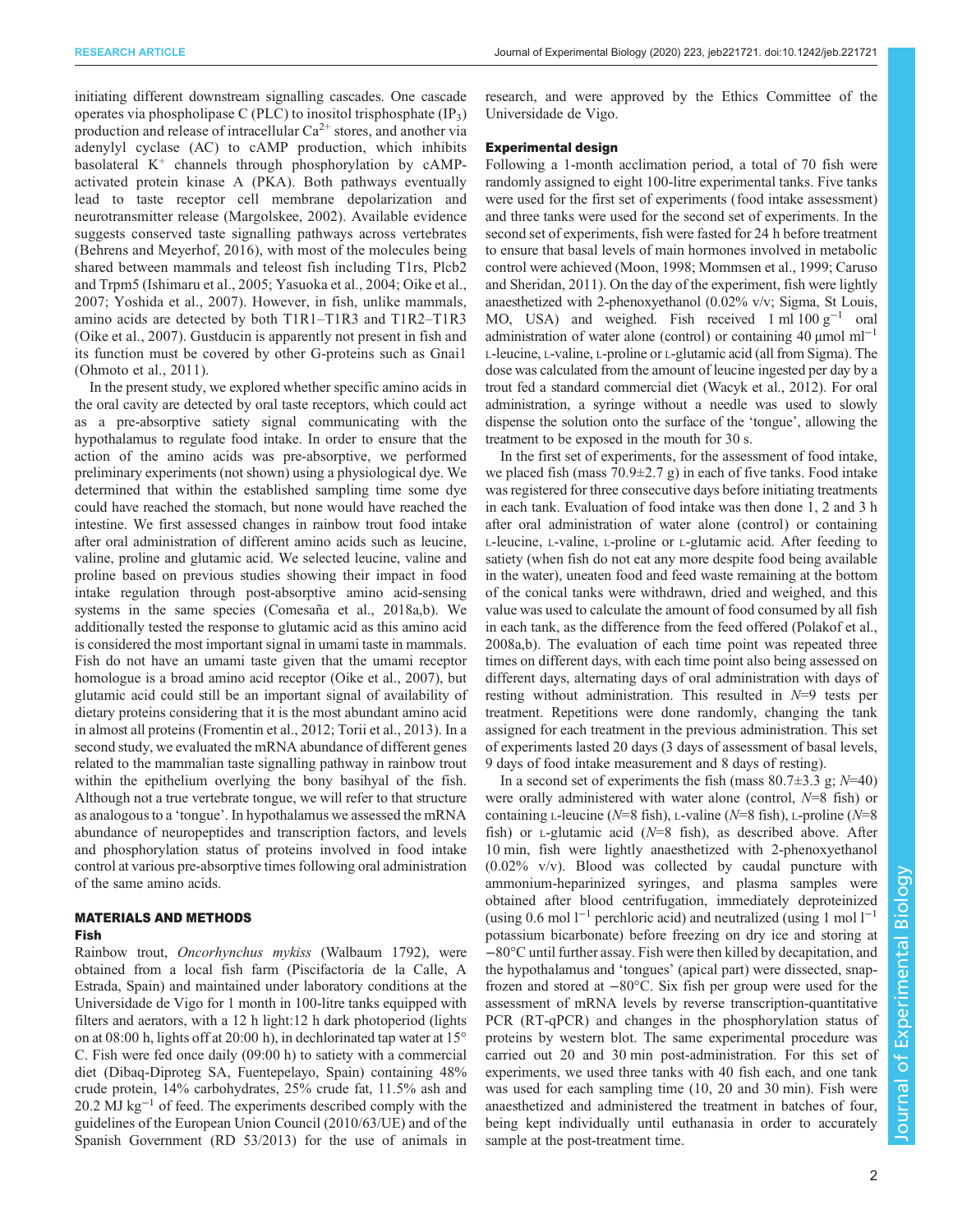initiating different downstream signalling cascades. One cascade operates via phospholipase C (PLC) to inositol trisphosphate ($IP_3$) production and release of intracellular $Ca^{2+}$ stores, and another via adenylyl cyclase (AC) to cAMP production, which inhibits basolateral $K^+$ channels through phosphorylation by cAMP-activated protein kinase A (PKA). Both pathways eventually lead to taste receptor cell membrane depolarization and neurotransmitter release (Margolskee, 2002). Available evidence suggests conserved taste signalling pathways across vertebrates (Behrens and Meyerhof, 2016), with most of the molecules being shared between mammals and teleost fish including T1rs, Plcb2 and Trpm5 (Ishimaru et al., 2005; Yasuoka et al., 2004; Oike et al., 2007; Yoshida et al., 2007). However, in fish, unlike mammals, amino acids are detected by both T1R1–T1R3 and T1R2–T1R3 (Oike et al., 2007). Gustducin is apparently not present in fish and its function must be covered by other G-proteins such as Gnai1 (Ohmoto et al., 2011).

In the present study, we explored whether specific amino acids in the oral cavity are detected by oral taste receptors, which could act as a pre-absorptive satiety signal communicating with the hypothalamus to regulate food intake. In order to ensure that the action of the amino acids was pre-absorptive, we performed preliminary experiments (not shown) using a physiological dye. We determined that within the established sampling time some dye could have reached the stomach, but none would have reached the intestine. We first assessed changes in rainbow trout food intake after oral administration of different amino acids such as leucine, valine, proline and glutamic acid. We selected leucine, valine and proline based on previous studies showing their impact in food intake regulation through post-absorptive amino acid-sensing systems in the same species (Comesaña et al., 2018a,b). We additionally tested the response to glutamic acid as this amino acid is considered the most important signal in umami taste in mammals. Fish do not have an umami taste given that the umami receptor homologue is a broad amino acid receptor (Oike et al., 2007), but glutamic acid could still be an important signal of availability of dietary proteins considering that it is the most abundant amino acid in almost all proteins (Fromentin et al., 2012; Torii et al., 2013). In a second study, we evaluated the mRNA abundance of different genes related to the mammalian taste signalling pathway in rainbow trout within the epithelium overlying the bony basihyal of the fish. Although not a true vertebrate tongue, we will refer to that structure as analogous to a 'tongue'. In hypothalamus we assessed the mRNA abundance of neuropeptides and transcription factors, and levels and phosphorylation status of proteins involved in food intake control at various pre-absorptive times following oral administration of the same amino acids.

## MATERIALS AND METHODS

### Fish

Rainbow trout, *Oncorhynchus mykiss* (Walbaum 1792), were obtained from a local fish farm (Piscifactoría de la Calle, A Estrada, Spain) and maintained under laboratory conditions at the Universidade de Vigo for 1 month in 100-litre tanks equipped with filters and aerators, with a 12 h light:12 h dark photoperiod (lights on at 08:00 h, lights off at 20:00 h), in dechlorinated tap water at 15°C. Fish were fed once daily (09:00 h) to satiety with a commercial diet (Dibaq-Diproteg SA, Fuentepelayo, Spain) containing 48% crude protein, 14% carbohydrates, 25% crude fat, 11.5% ash and 20.2 MJ $kg^{-1}$ of feed. The experiments described comply with the guidelines of the European Union Council (2010/63/UE) and of the Spanish Government (RD 53/2013) for the use of animals in research, and were approved by the Ethics Committee of the Universidade de Vigo.

### Experimental design

Following a 1-month acclimation period, a total of 70 fish were randomly assigned to eight 100-litre experimental tanks. Five tanks were used for the first set of experiments (food intake assessment) and three tanks were used for the second set of experiments. In the second set of experiments, fish were fasted for 24 h before treatment to ensure that basal levels of main hormones involved in metabolic control were achieved (Moon, 1998; Mommsen et al., 1999; Caruso and Sheridan, 2011). On the day of the experiment, fish were lightly anaesthetized with 2-phenoxyethanol (0.02% v/v; Sigma, St Louis, MO, USA) and weighed. Fish received 1 ml 100 $g^{-1}$ oral administration of water alone (control) or containing 40 µmol $ml^{-1}$ L-leucine, L-valine, L-proline or L-glutamic acid (all from Sigma). The dose was calculated from the amount of leucine ingested per day by a trout fed a standard commercial diet (Wacyk et al., 2012). For oral administration, a syringe without a needle was used to slowly dispense the solution onto the surface of the 'tongue', allowing the treatment to be exposed in the mouth for 30 s.

In the first set of experiments, for the assessment of food intake, we placed fish (mass 70.9±2.7 g) in each of five tanks. Food intake was registered for three consecutive days before initiating treatments in each tank. Evaluation of food intake was then done 1, 2 and 3 h after oral administration of water alone (control) or containing L-leucine, L-valine, L-proline or L-glutamic acid. After feeding to satiety (when fish do not eat any more despite food being available in the water), uneaten food and feed waste remaining at the bottom of the conical tanks were withdrawn, dried and weighed, and this value was used to calculate the amount of food consumed by all fish in each tank, as the difference from the feed offered (Polakof et al., 2008a,b). The evaluation of each time point was repeated three times on different days, with each time point also being assessed on different days, alternating days of oral administration with days of resting without administration. This resulted in $N$=9 tests per treatment. Repetitions were done randomly, changing the tank assigned for each treatment in the previous administration. This set of experiments lasted 20 days (3 days of assessment of basal levels, 9 days of food intake measurement and 8 days of resting).

In a second set of experiments the fish (mass 80.7±3.3 g; $N$=40) were orally administered with water alone (control, $N$=8 fish) or containing L-leucine ($N$=8 fish), L-valine ($N$=8 fish), L-proline ($N$=8 fish) or L-glutamic acid ($N$=8 fish), as described above. After 10 min, fish were lightly anaesthetized with 2-phenoxyethanol (0.02% v/v). Blood was collected by caudal puncture with ammonium-heparinized syringes, and plasma samples were obtained after blood centrifugation, immediately deproteinized (using 0.6 mol $l^{-1}$ perchloric acid) and neutralized (using 1 mol $l^{-1}$ potassium bicarbonate) before freezing on dry ice and storing at −80°C until further assay. Fish were then killed by decapitation, and the hypothalamus and 'tongues' (apical part) were dissected, snap-frozen and stored at −80°C. Six fish per group were used for the assessment of mRNA levels by reverse transcription-quantitative PCR (RT-qPCR) and changes in the phosphorylation status of proteins by western blot. The same experimental procedure was carried out 20 and 30 min post-administration. For this set of experiments, we used three tanks with 40 fish each, and one tank was used for each sampling time (10, 20 and 30 min). Fish were anaesthetized and administered the treatment in batches of four, being kept individually until euthanasia in order to accurately sample at the post-treatment time.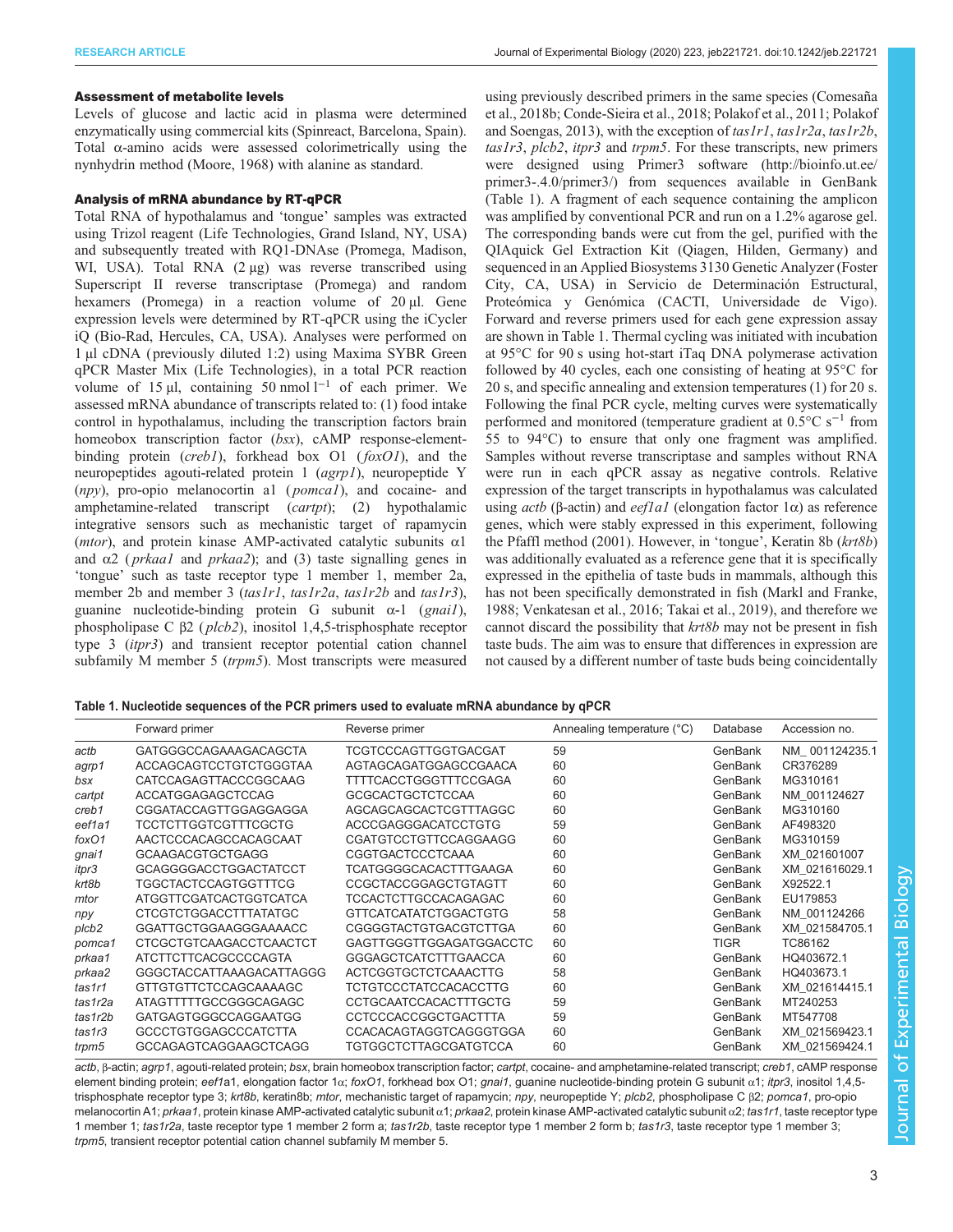### Assessment of metabolite levels

Levels of glucose and lactic acid in plasma were determined enzymatically using commercial kits (Spinreact, Barcelona, Spain). Total α-amino acids were assessed colorimetrically using the nynhydrin method (Moore, 1968) with alanine as standard.

### Analysis of mRNA abundance by RT-qPCR

Total RNA of hypothalamus and 'tongue' samples was extracted using Trizol reagent (Life Technologies, Grand Island, NY, USA) and subsequently treated with RQ1-DNAse (Promega, Madison, WI, USA). Total RNA (2 µg) was reverse transcribed using Superscript II reverse transcriptase (Promega) and random hexamers (Promega) in a reaction volume of 20 µl. Gene expression levels were determined by RT-qPCR using the iCycler iQ (Bio-Rad, Hercules, CA, USA). Analyses were performed on 1 µl cDNA (previously diluted 1:2) using Maxima SYBR Green qPCR Master Mix (Life Technologies), in a total PCR reaction volume of 15 µl, containing 50 nmol $l^{-1}$ of each primer. We assessed mRNA abundance of transcripts related to: (1) food intake control in hypothalamus, including the transcription factors brain homeobox transcription factor (*bsx*), cAMP response-element-binding protein (*creb1*), forkhead box O1 (*foxO1*), and the neuropeptides agouti-related protein 1 (*agrp1*), neuropeptide Y (*npy*), pro-opio melanocortin a1 (*pomca1*), and cocaine- and amphetamine-related transcript (*cartpt*); (2) hypothalamic integrative sensors such as mechanistic target of rapamycin (*mtor*), and protein kinase AMP-activated catalytic subunits α1 and α2 (*prkaa1* and *prkaa2*); and (3) taste signalling genes in 'tongue' such as taste receptor type 1 member 1, member 2a, member 2b and member 3 (*tas1r1*, *tas1r2a*, *tas1r2b* and *tas1r3*), guanine nucleotide-binding protein G subunit α-1 (*gnai1*), phospholipase C β2 (*plcb2*), inositol 1,4,5-trisphosphate receptor type 3 (*itpr3*) and transient receptor potential cation channel subfamily M member 5 (*trpm5*). Most transcripts were measured using previously described primers in the same species (Comesaña et al., 2018b; Conde-Sieira et al., 2018; Polakof et al., 2011; Polakof and Soengas, 2013), with the exception of *tas1r1*, *tas1r2a*, *tas1r2b*, *tas1r3*, *plcb2*, *itpr3* and *trpm5*. For these transcripts, new primers were designed using Primer3 software (http://bioinfo.ut.ee/primer3-.4.0/primer3/) from sequences available in GenBank (Table 1). A fragment of each sequence containing the amplicon was amplified by conventional PCR and run on a 1.2% agarose gel. The corresponding bands were cut from the gel, purified with the QIAquick Gel Extraction Kit (Qiagen, Hilden, Germany) and sequenced in an Applied Biosystems 3130 Genetic Analyzer (Foster City, CA, USA) in Servicio de Determinación Estructural, Proteómica y Genómica (CACTI, Universidade de Vigo). Forward and reverse primers used for each gene expression assay are shown in Table 1. Thermal cycling was initiated with incubation at 95°C for 90 s using hot-start iTaq DNA polymerase activation followed by 40 cycles, each one consisting of heating at 95°C for 20 s, and specific annealing and extension temperatures (1) for 20 s. Following the final PCR cycle, melting curves were systematically performed and monitored (temperature gradient at 0.5°C $s^{-1}$ from 55 to 94°C) to ensure that only one fragment was amplified. Samples without reverse transcriptase and samples without RNA were run in each qPCR assay as negative controls. Relative expression of the target transcripts in hypothalamus was calculated using *actb* (β-actin) and *eef1a1* (elongation factor 1α) as reference genes, which were stably expressed in this experiment, following the Pfaffl method (2001). However, in 'tongue', Keratin 8b (*krt8b*) was additionally evaluated as a reference gene that it is specifically expressed in the epithelia of taste buds in mammals, although this has not been specifically demonstrated in fish (Markl and Franke, 1988; Venkatesan et al., 2016; Takai et al., 2019), and therefore we cannot discard the possibility that *krt8b* may not be present in fish taste buds. The aim was to ensure that differences in expression are not caused by a different number of taste buds being coincidentally

**Table 1. Nucleotide sequences of the PCR primers used to evaluate mRNA abundance by qPCR**

| | Forward primer | Reverse primer | Annealing temperature (°C) | Database | Accession no. |
|---|---|---|---|---|---|
| *actb* | GATGGGCCAGAAAGACAGCTA | TCGTCCCAGTTGGTGACGAT | 59 | GenBank | NM_ 001124235.1 |
| *agrp1* | ACCAGCAGTCCTGTCTGGGTAA | AGTAGCAGATGGAGCCGAACA | 60 | GenBank | CR376289 |
| *bsx* | CATCCAGAGTTACCCGGCAAG | TTTTCACCTGGGTTTCCGAGA | 60 | GenBank | MG310161 |
| *cartpt* | ACCATGGAGAGCTCCAG | GCGCACTGCTCTCCAA | 60 | GenBank | NM_001124627 |
| *creb1* | CGGATACCAGTTGGAGGAGGA | AGCAGCAGCACTCGTTTAGGC | 60 | GenBank | MG310160 |
| *eef1a1* | TCCTCTTGGTCGTTTCGCTG | ACCCGAGGGACATCCTGTG | 59 | GenBank | AF498320 |
| *foxO1* | AACTCCCACAGCCACAGCAAT | CGATGTCCTGTTCCAGGAAGG | 60 | GenBank | MG310159 |
| *gnai1* | GCAAGACGTGCTGAGG | CGGTGACTCCCTCAAA | 60 | GenBank | XM_021601007 |
| *itpr3* | GCAGGGGACCTGGACTATCCT | TCATGGGGCACACTTTGAAGA | 60 | GenBank | XM_021616029.1 |
| *krt8b* | TGGCTACTCCAGTGGTTTCG | CCGCTACCGGAGCTGTAGTT | 60 | GenBank | X92522.1 |
| *mtor* | ATGGTTCGATCACTGGTCATCA | TCCACTCTTGCCACAGAGAC | 60 | GenBank | EU179853 |
| *npy* | CTCGTCTGGACCTTTATATGC | GTTCATCATATCTGGACTGTG | 58 | GenBank | NM_001124266 |
| *plcb2* | GGATTGCTGGAAGGGAAAACC | CGGGGTACTGTGACGTCTTGA | 60 | GenBank | XM_021584705.1 |
| *pomca1* | CTCGCTGTCAAGACCTCAACTCT | GAGTTGGGTTGGAGATGGACCTC | 60 | TIGR | TC86162 |
| *prkaa1* | ATCTTCTTCACGCCCCAGTA | GGGAGCTCATCTTTGAACCA | 60 | GenBank | HQ403672.1 |
| *prkaa2* | GGGCTACCATTAAAGACATTAGGG | ACTCGGTGCTCTCAAACTTG | 58 | GenBank | HQ403673.1 |
| *tas1r1* | GTTGTGTTCTCCAGCAAAAGC | TCTGTCCCTATCCACACCTTG | 60 | GenBank | XM_021614415.1 |
| *tas1r2a* | ATAGTTTTTGCCGGGCAGAGC | CCTGCAATCCACACTTTGCTG | 59 | GenBank | MT240253 |
| *tas1r2b* | GATGAGTGGGCCAGAGTGG | CCTCCCACCGGCTGACTTTA | 59 | GenBank | MT547708 |
| *tas1r3* | GCCCTGTGGAGCCCATCTTA | CCACACAGTAGGTCAGGGTGGA | 60 | GenBank | XM_021569423.1 |
| *trpm5* | GCCAGAGTCAGGAAGCTCAGG | TGTGGCTCTTAGCGATGTCCA | 60 | GenBank | XM_021569424.1 |

*actb*, β-actin; *agrp1*, agouti-related protein; *bsx*, brain homeobox transcription factor; *cartpt*, cocaine- and amphetamine-related transcript; *creb1*, cAMP response element binding protein; *eef1a1*, elongation factor 1α; *foxO1*, forkhead box O1; *gnai1*, guanine nucleotide-binding protein G subunit α1; *itpr3*, inositol 1,4,5-trisphosphate receptor type 3; *krt8b*, keratin8b; *mtor*, mechanistic target of rapamycin; *npy*, neuropeptide Y; *plcb2*, phospholipase C β2; *pomca1*, pro-opio melanocortin A1; *prkaa1*, protein kinase AMP-activated catalytic subunit α1; *prkaa2*, protein kinase AMP-activated catalytic subunit α2; *tas1r1*, taste receptor type 1 member 1; *tas1r2a*, taste receptor type 1 member 2 form a; *tas1r2b*, taste receptor type 1 member 2 form b; *tas1r3*, taste receptor type 1 member 3; *trpm5*, transient receptor potential cation channel subfamily M member 5.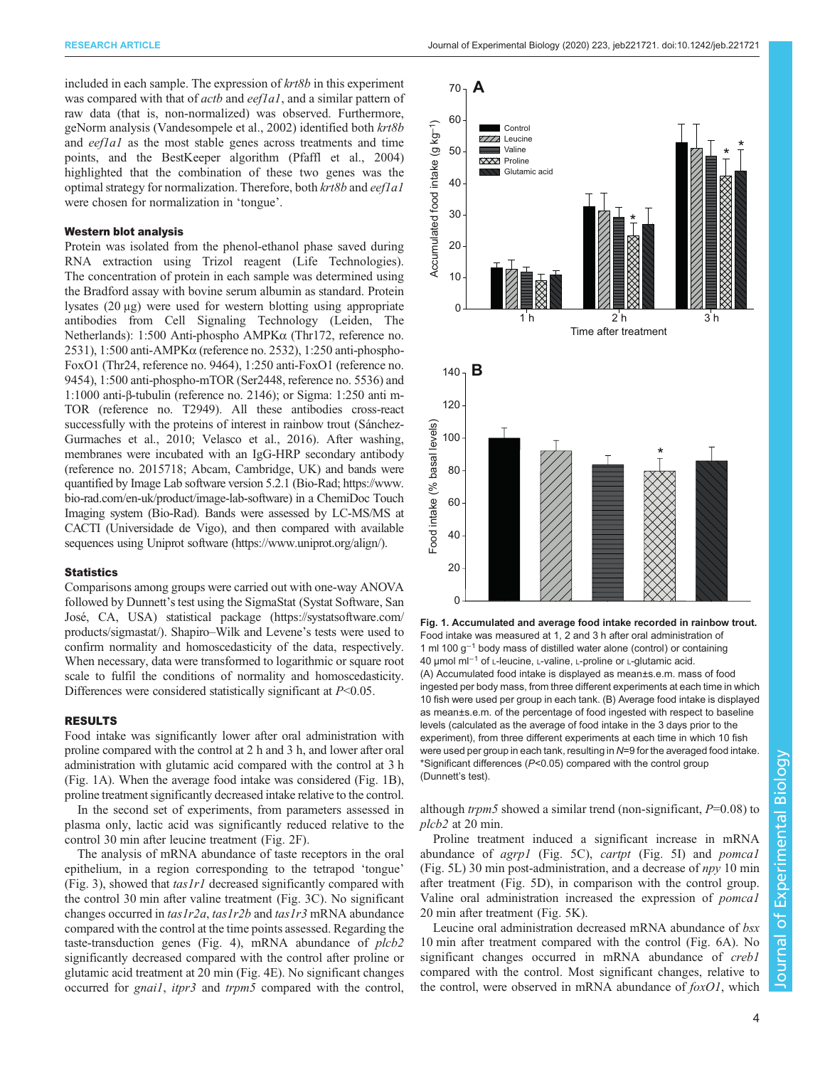included in each sample. The expression of *krt8b* in this experiment was compared with that of *actb* and *eef1a1*, and a similar pattern of raw data (that is, non-normalized) was observed. Furthermore, geNorm analysis (Vandesompele et al., 2002) identified both *krt8b* and *eef1a1* as the most stable genes across treatments and time points, and the BestKeeper algorithm (Pfaffl et al., 2004) highlighted that the combination of these two genes was the optimal strategy for normalization. Therefore, both *krt8b* and *eef1a1* were chosen for normalization in 'tongue'.

### Western blot analysis

Protein was isolated from the phenol-ethanol phase saved during RNA extraction using Trizol reagent (Life Technologies). The concentration of protein in each sample was determined using the Bradford assay with bovine serum albumin as standard. Protein lysates (20 µg) were used for western blotting using appropriate antibodies from Cell Signaling Technology (Leiden, The Netherlands): 1:500 Anti-phospho AMPKα (Thr172, reference no. 2531), 1:500 anti-AMPKα (reference no. 2532), 1:250 anti-phospho-FoxO1 (Thr24, reference no. 9464), 1:250 anti-FoxO1 (reference no. 9454), 1:500 anti-phospho-mTOR (Ser2448, reference no. 5536) and 1:1000 anti-β-tubulin (reference no. 2146); or Sigma: 1:250 anti m-TOR (reference no. T2949). All these antibodies cross-react successfully with the proteins of interest in rainbow trout (Sánchez-Gurmaches et al., 2010; Velasco et al., 2016). After washing, membranes were incubated with an IgG-HRP secondary antibody (reference no. 2015718; Abcam, Cambridge, UK) and bands were quantified by Image Lab software version 5.2.1 (Bio-Rad; https://www.bio-rad.com/en-uk/product/image-lab-software) in a ChemiDoc Touch Imaging system (Bio-Rad). Bands were assessed by LC-MS/MS at CACTI (Universidade de Vigo), and then compared with available sequences using Uniprot software (https://www.uniprot.org/align/).

### Statistics

Comparisons among groups were carried out with one-way ANOVA followed by Dunnett's test using the SigmaStat (Systat Software, San José, CA, USA) statistical package (https://systatsoftware.com/products/sigmastat/). Shapiro–Wilk and Levene's tests were used to confirm normality and homoscedasticity of the data, respectively. When necessary, data were transformed to logarithmic or square root scale to fulfil the conditions of normality and homoscedasticity. Differences were considered statistically significant at $P<0.05$.

## RESULTS

Food intake was significantly lower after oral administration with proline compared with the control at 2 h and 3 h, and lower after oral administration with glutamic acid compared with the control at 3 h (Fig. 1A). When the average food intake was considered (Fig. 1B), proline treatment significantly decreased intake relative to the control.

In the second set of experiments, from parameters assessed in plasma only, lactic acid was significantly reduced relative to the control 30 min after leucine treatment (Fig. 2F).

The analysis of mRNA abundance of taste receptors in the oral epithelium, in a region corresponding to the tetrapod 'tongue' (Fig. 3), showed that *tas1r1* decreased significantly compared with the control 30 min after valine treatment (Fig. 3C). No significant changes occurred in *tas1r2a*, *tas1r2b* and *tas1r3* mRNA abundance compared with the control at the time points assessed. Regarding the taste-transduction genes (Fig. 4), mRNA abundance of *plcb2* significantly decreased compared with the control after proline or glutamic acid treatment at 20 min (Fig. 4E). No significant changes occurred for *gnai1*, *itpr3* and *trpm5* compared with the control, although *trpm5* showed a similar trend (non-significant, $P$=0.08) to *plcb2* at 20 min.

Proline treatment induced a significant increase in mRNA abundance of *agrp1* (Fig. 5C), *cartpt* (Fig. 5I) and *pomca1* (Fig. 5L) 30 min post-administration, and a decrease of *npy* 10 min after treatment (Fig. 5D), in comparison with the control group. Valine oral administration increased the expression of *pomca1* 20 min after treatment (Fig. 5K).

Leucine oral administration decreased mRNA abundance of *bsx* 10 min after treatment compared with the control (Fig. 6A). No significant changes occurred in mRNA abundance of *creb1* compared with the control. Most significant changes, relative to the control, were observed in mRNA abundance of *foxO1*, which

**Fig. 1. Accumulated and average food intake recorded in rainbow trout.** Food intake was measured at 1, 2 and 3 h after oral administration of 1 ml 100 g$^{-1}$ body mass of distilled water alone (control) or containing 40 µmol ml$^{-1}$ of L-leucine, L-valine, L-proline or L-glutamic acid. (A) Accumulated food intake is displayed as mean±s.e.m. mass of food ingested per body mass, from three different experiments at each time in which 10 fish were used per group in each tank. (B) Average food intake is displayed as mean±s.e.m. of the percentage of food ingested with respect to baseline levels (calculated as the average of food intake in the 3 days prior to the experiment), from three different experiments at each time in which 10 fish were used per group in each tank, resulting in $N$=9 for the averaged food intake. *Significant differences ($P$<0.05) compared with the control group (Dunnett's test).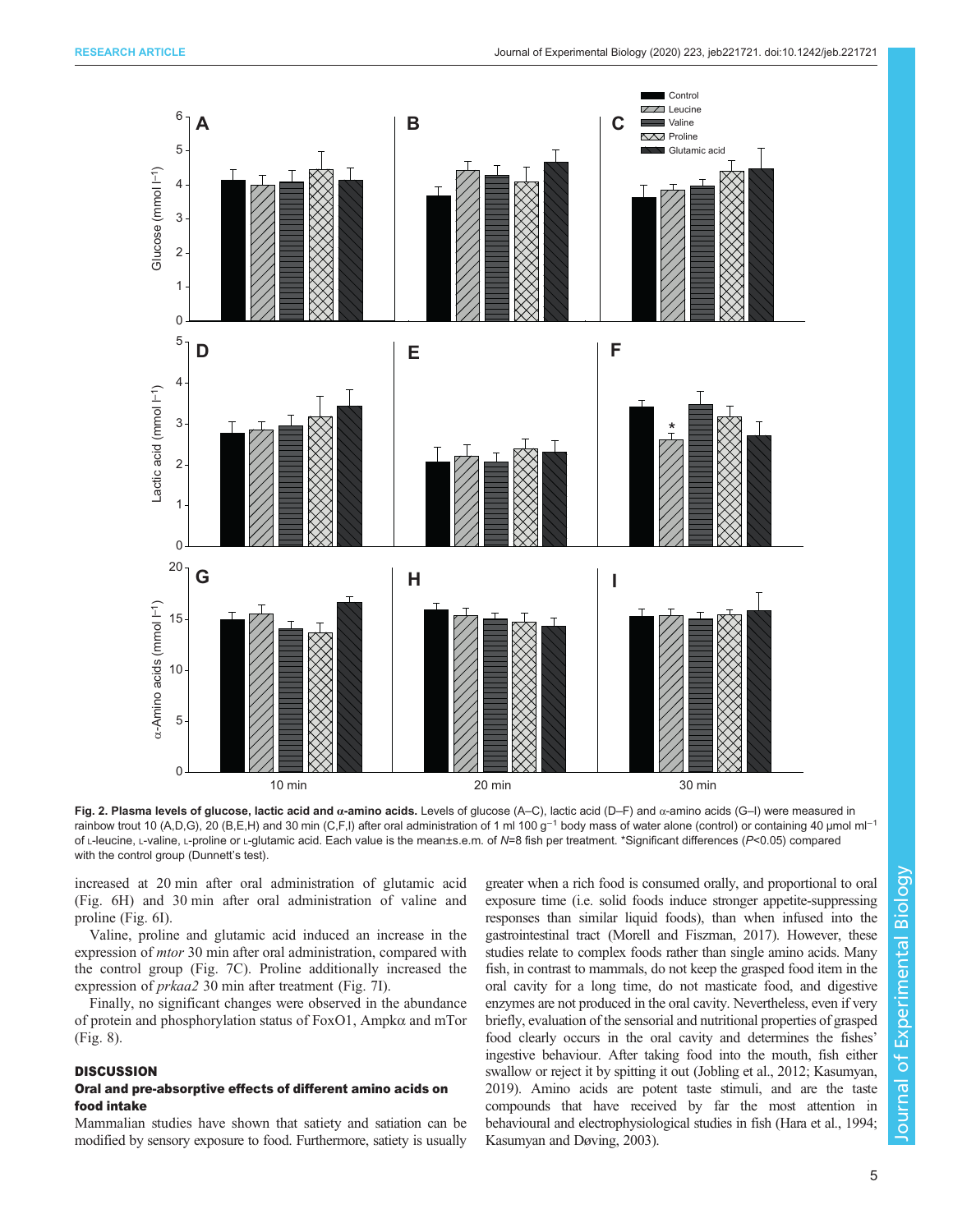Fig. 2. Plasma levels of glucose, lactic acid and α-amino acids. Levels of glucose (A–C), lactic acid (D–F) and α-amino acids (G–I) were measured in rainbow trout 10 (A,D,G), 20 (B,E,H) and 30 min (C,F,I) after oral administration of 1 ml 100 g$^{-1}$ body mass of water alone (control) or containing 40 µmol ml$^{-1}$ of L-leucine, L-valine, L-proline or L-glutamic acid. Each value is the mean±s.e.m. of *N*=8 fish per treatment. *Significant differences (*P*<0.05) compared with the control group (Dunnett's test).

increased at 20 min after oral administration of glutamic acid (Fig. 6H) and 30 min after oral administration of valine and proline (Fig. 6I).

Valine, proline and glutamic acid induced an increase in the expression of *mtor* 30 min after oral administration, compared with the control group (Fig. 7C). Proline additionally increased the expression of *prkaa2* 30 min after treatment (Fig. 7I).

Finally, no significant changes were observed in the abundance of protein and phosphorylation status of FoxO1, Ampkα and mTor (Fig. 8).

## DISCUSSION

### Oral and pre-absorptive effects of different amino acids on food intake

Mammalian studies have shown that satiety and satiation can be modified by sensory exposure to food. Furthermore, satiety is usually greater when a rich food is consumed orally, and proportional to oral exposure time (i.e. solid foods induce stronger appetite-suppressing responses than similar liquid foods), than when infused into the gastrointestinal tract (Morell and Fiszman, 2017). However, these studies relate to complex foods rather than single amino acids. Many fish, in contrast to mammals, do not keep the grasped food item in the oral cavity for a long time, do not masticate food, and digestive enzymes are not produced in the oral cavity. Nevertheless, even if very briefly, evaluation of the sensorial and nutritional properties of grasped food clearly occurs in the oral cavity and determines the fishes' ingestive behaviour. After taking food into the mouth, fish either swallow or reject it by spitting it out (Jobling et al., 2012; Kasumyan, 2019). Amino acids are potent taste stimuli, and are the taste compounds that have received by far the most attention in behavioural and electrophysiological studies in fish (Hara et al., 1994; Kasumyan and Døving, 2003).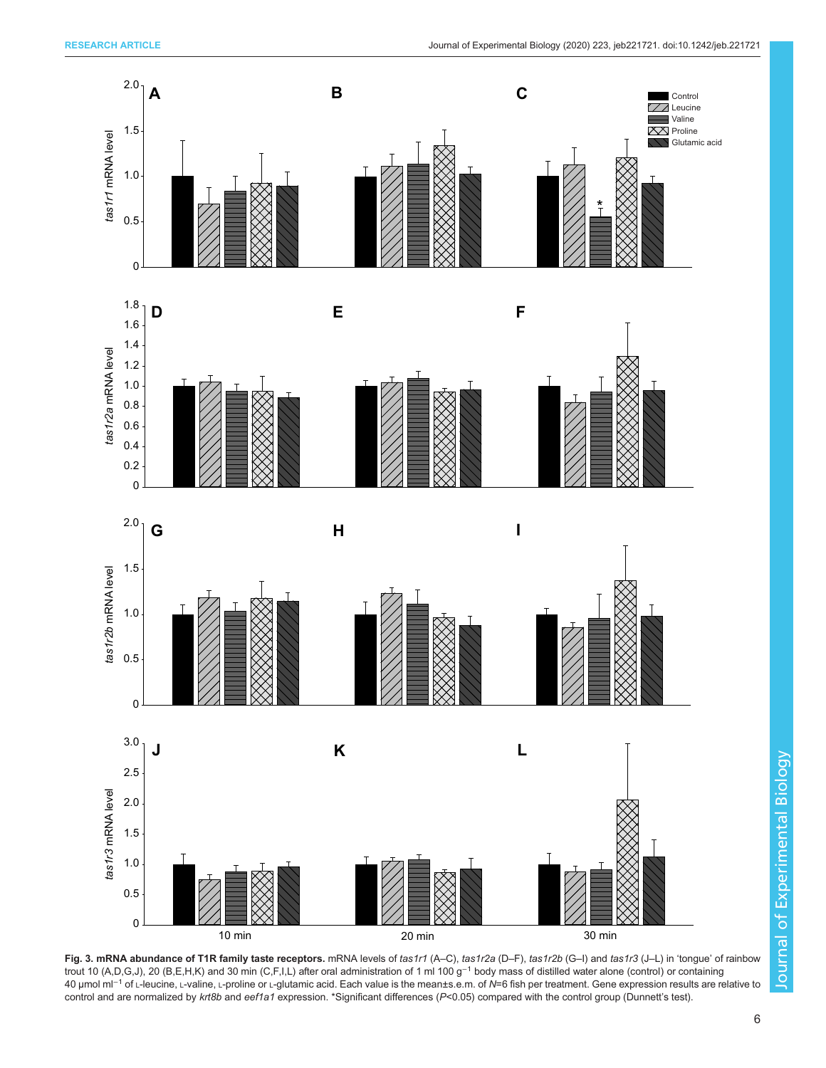**Fig. 3. mRNA abundance of T1R family taste receptors.** mRNA levels of *tas1r1* (A–C), *tas1r2a* (D–F), *tas1r2b* (G–I) and *tas1r3* (J–L) in 'tongue' of rainbow trout 10 (A,D,G,J), 20 (B,E,H,K) and 30 min (C,F,I,L) after oral administration of 1 ml 100 g$^{-1}$ body mass of distilled water alone (control) or containing 40 µmol ml$^{-1}$ of L-leucine, L-valine, L-proline or L-glutamic acid. Each value is the mean±s.e.m. of *N*=6 fish per treatment. Gene expression results are relative to control and are normalized by *krt8b* and *eef1a1* expression. *Significant differences ($P$<0.05) compared with the control group (Dunnett's test).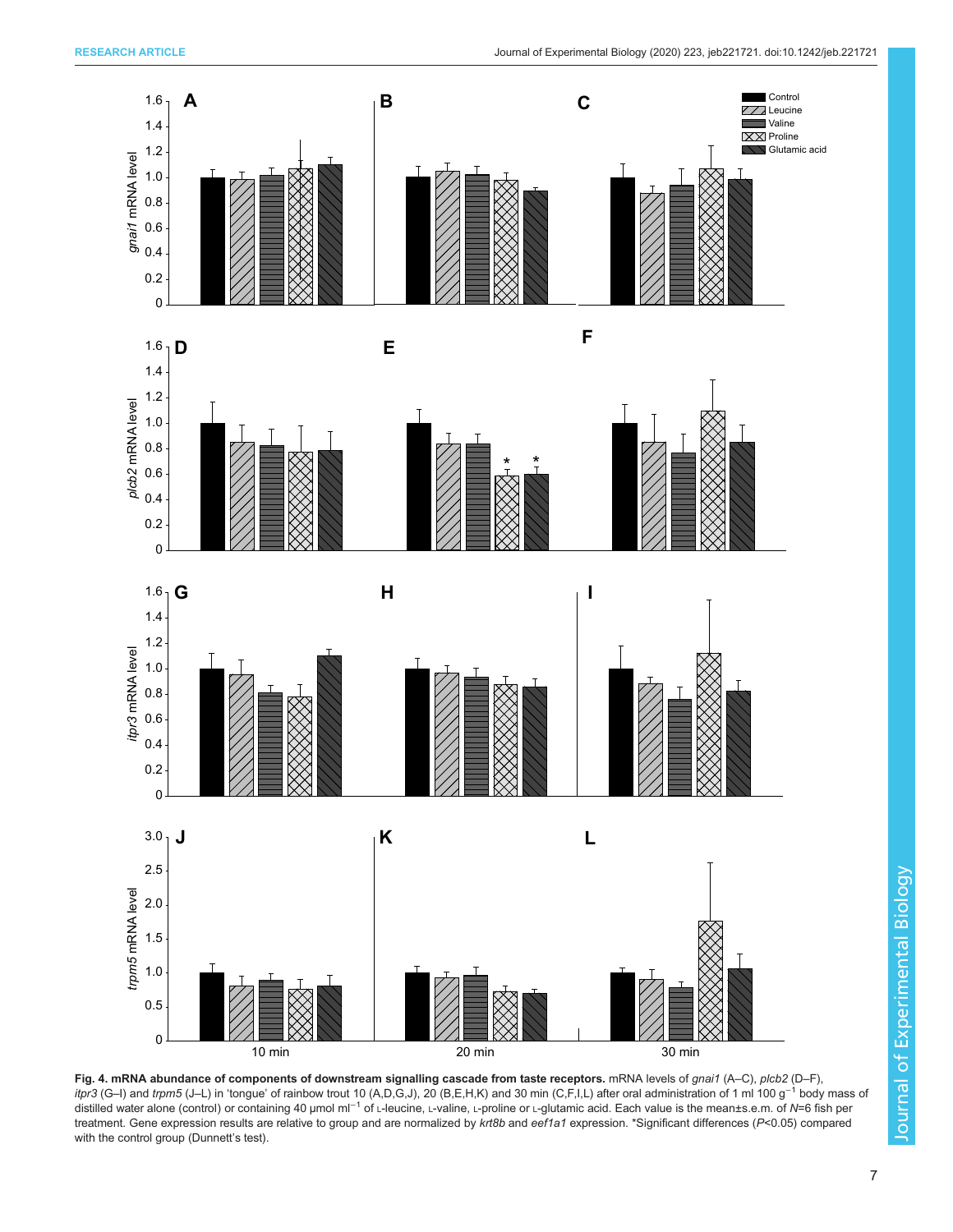**Fig. 4. mRNA abundance of components of downstream signalling cascade from taste receptors.** mRNA levels of *gnai1* (A–C), *plcb2* (D–F), *itpr3* (G–I) and *trpm5* (J–L) in 'tongue' of rainbow trout 10 (A,D,G,J), 20 (B,E,H,K) and 30 min (C,F,I,L) after oral administration of 1 ml 100 g$^{-1}$ body mass of distilled water alone (control) or containing 40 µmol ml$^{-1}$ of L-leucine, L-valine, L-proline or L-glutamic acid. Each value is the mean±s.e.m. of *N*=6 fish per treatment. Gene expression results are relative to group and are normalized by *krt8b* and *eef1a1* expression. *Significant differences (*P*<0.05) compared with the control group (Dunnett's test).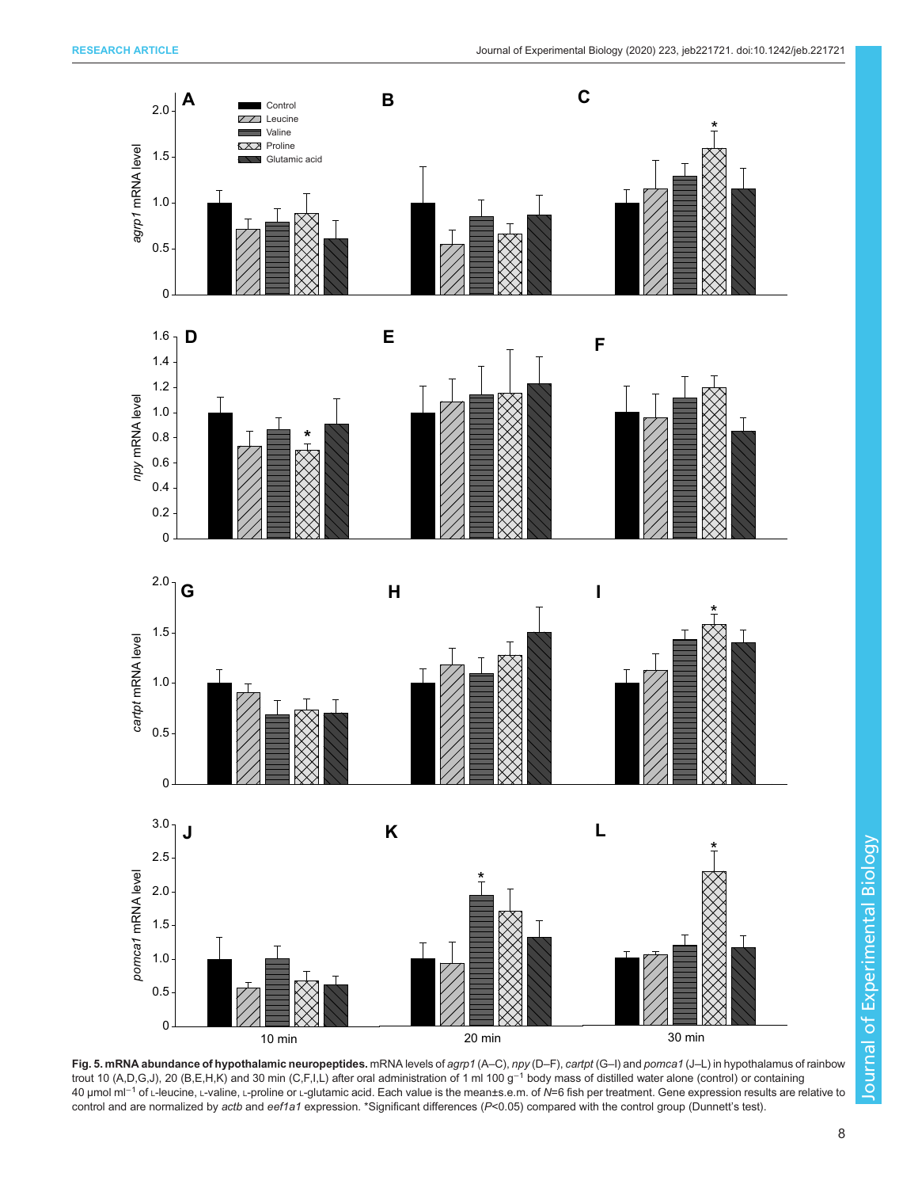**Fig. 5. mRNA abundance of hypothalamic neuropeptides.** mRNA levels of *agrp1* (A–C), *npy* (D–F), *cartpt* (G–I) and *pomca1* (J–L) in hypothalamus of rainbow trout 10 (A,D,G,J), 20 (B,E,H,K) and 30 min (C,F,I,L) after oral administration of 1 ml 100 $g^{-1}$ body mass of distilled water alone (control) or containing 40 µmol $ml^{-1}$ of L-leucine, L-valine, L-proline or L-glutamic acid. Each value is the mean±s.e.m. of *N*=6 fish per treatment. Gene expression results are relative to control and are normalized by *actb* and *eef1a1* expression. *Significant differences (*P*<0.05) compared with the control group (Dunnett's test).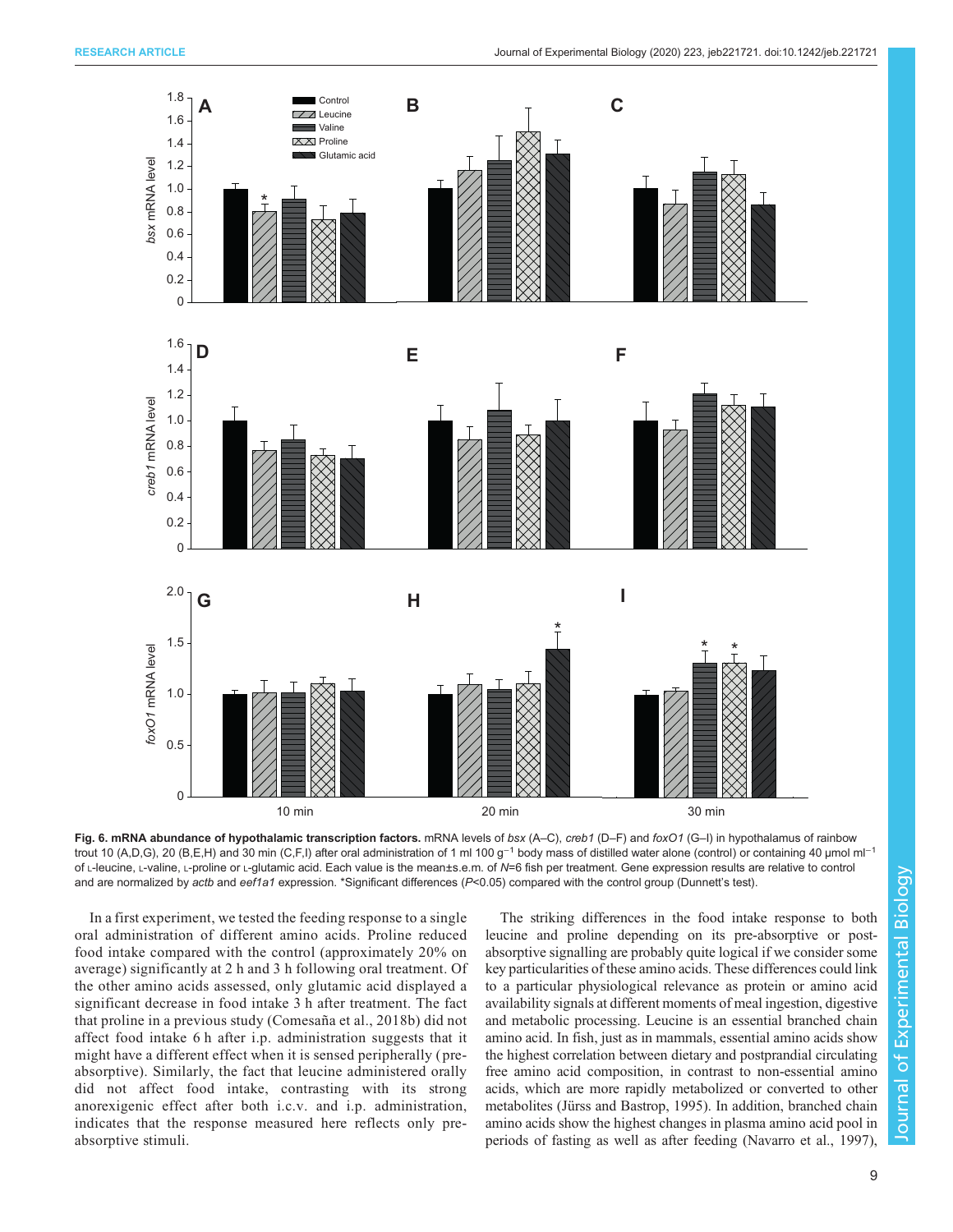**Fig. 6. mRNA abundance of hypothalamic transcription factors.** mRNA levels of *bsx* (A–C), *creb1* (D–F) and *foxO1* (G–I) in hypothalamus of rainbow trout 10 (A,D,G), 20 (B,E,H) and 30 min (C,F,I) after oral administration of 1 ml 100 $g^{-1}$ body mass of distilled water alone (control) or containing 40 µmol $ml^{-1}$ of L-leucine, L-valine, L-proline or L-glutamic acid. Each value is the mean±s.e.m. of *N*=6 fish per treatment. Gene expression results are relative to control and are normalized by *actb* and *eef1a1* expression. *Significant differences (*P*<0.05) compared with the control group (Dunnett's test).

In a first experiment, we tested the feeding response to a single oral administration of different amino acids. Proline reduced food intake compared with the control (approximately 20% on average) significantly at 2 h and 3 h following oral treatment. Of the other amino acids assessed, only glutamic acid displayed a significant decrease in food intake 3 h after treatment. The fact that proline in a previous study (Comesaña et al., 2018b) did not affect food intake 6 h after i.p. administration suggests that it might have a different effect when it is sensed peripherally (pre-absorptive). Similarly, the fact that leucine administered orally did not affect food intake, contrasting with its strong anorexigenic effect after both i.c.v. and i.p. administration, indicates that the response measured here reflects only pre-absorptive stimuli.

The striking differences in the food intake response to both leucine and proline depending on its pre-absorptive or post-absorptive signalling are probably quite logical if we consider some key particularities of these amino acids. These differences could link to a particular physiological relevance as protein or amino acid availability signals at different moments of meal ingestion, digestive and metabolic processing. Leucine is an essential branched chain amino acid. In fish, just as in mammals, essential amino acids show the highest correlation between dietary and postprandial circulating free amino acid composition, in contrast to non-essential amino acids, which are more rapidly metabolized or converted to other metabolites (Jürss and Bastrop, 1995). In addition, branched chain amino acids show the highest changes in plasma amino acid pool in periods of fasting as well as after feeding (Navarro et al., 1997),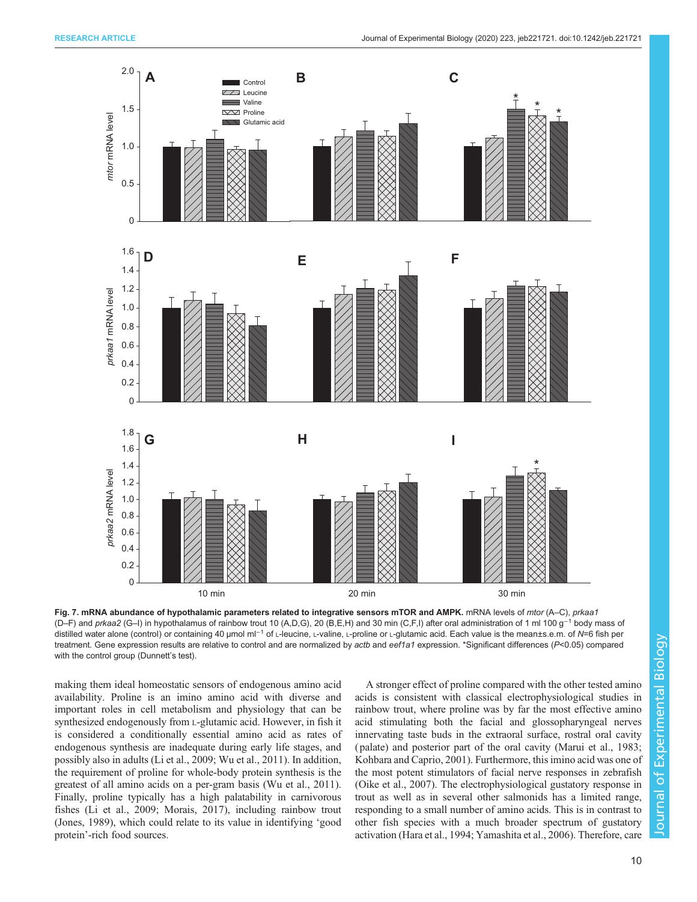**Fig. 7. mRNA abundance of hypothalamic parameters related to integrative sensors mTOR and AMPK.** mRNA levels of *mtor* (A–C), *prkaa1* (D–F) and *prkaa2* (G–I) in hypothalamus of rainbow trout 10 (A,D,G), 20 (B,E,H) and 30 min (C,F,I) after oral administration of 1 ml 100 g$^{-1}$ body mass of distilled water alone (control) or containing 40 µmol ml$^{-1}$ of L-leucine, L-valine, L-proline or L-glutamic acid. Each value is the mean±s.e.m. of $N$=6 fish per treatment. Gene expression results are relative to control and are normalized by *actb* and *eef1a1* expression. *Significant differences ($P$<0.05) compared with the control group (Dunnett's test).

making them ideal homeostatic sensors of endogenous amino acid availability. Proline is an imino amino acid with diverse and important roles in cell metabolism and physiology that can be synthesized endogenously from L-glutamic acid. However, in fish it is considered a conditionally essential amino acid as rates of endogenous synthesis are inadequate during early life stages, and possibly also in adults (Li et al., 2009; Wu et al., 2011). In addition, the requirement of proline for whole-body protein synthesis is the greatest of all amino acids on a per-gram basis (Wu et al., 2011). Finally, proline typically has a high palatability in carnivorous fishes (Li et al., 2009; Morais, 2017), including rainbow trout (Jones, 1989), which could relate to its value in identifying 'good protein'-rich food sources.

A stronger effect of proline compared with the other tested amino acids is consistent with classical electrophysiological studies in rainbow trout, where proline was by far the most effective amino acid stimulating both the facial and glossopharyngeal nerves innervating taste buds in the extraoral surface, rostral oral cavity (palate) and posterior part of the oral cavity (Marui et al., 1983; Kohbara and Caprio, 2001). Furthermore, this imino acid was one of the most potent stimulators of facial nerve responses in zebrafish (Oike et al., 2007). The electrophysiological gustatory response in trout as well as in several other salmonids has a limited range, responding to a small number of amino acids. This is in contrast to other fish species with a much broader spectrum of gustatory activation (Hara et al., 1994; Yamashita et al., 2006). Therefore, care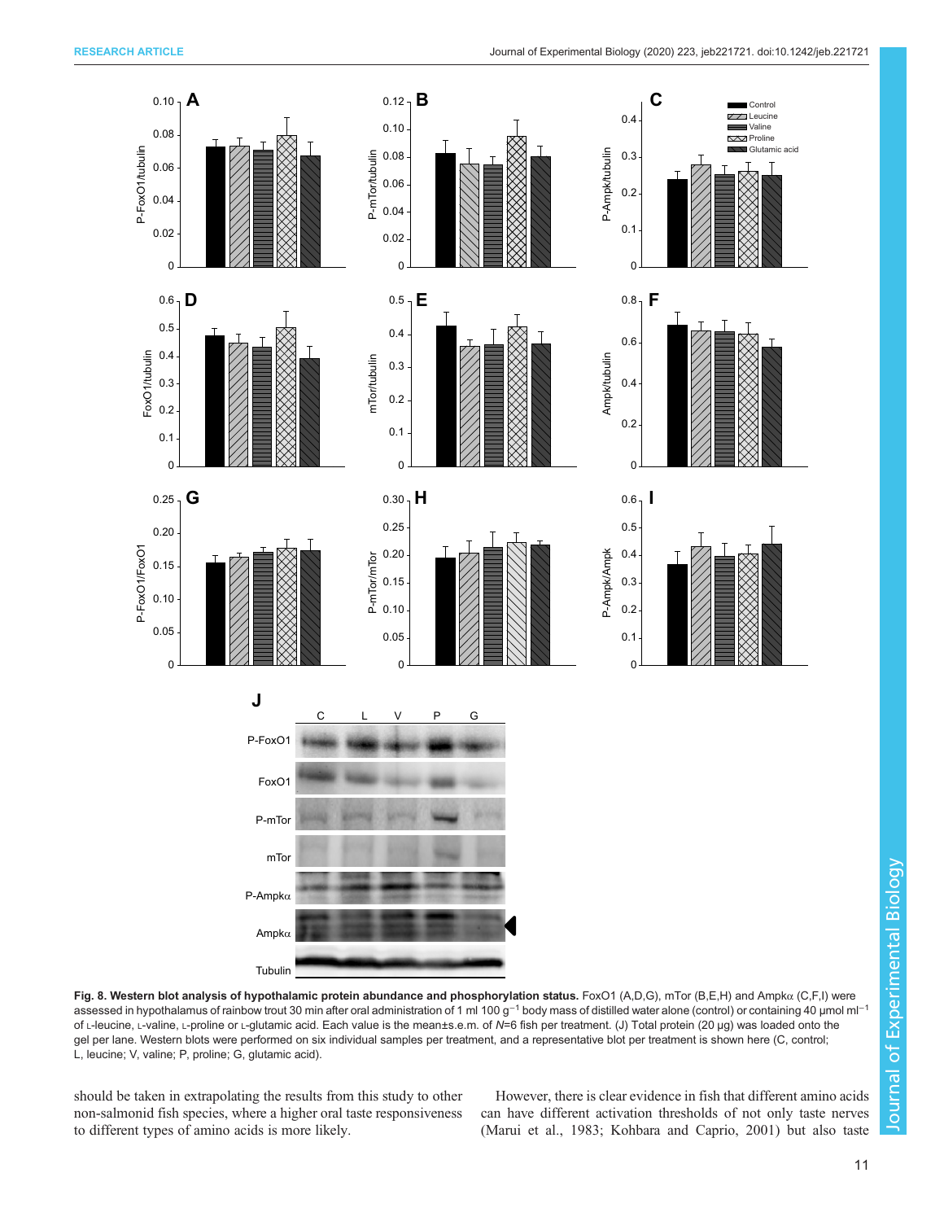**Fig. 8. Western blot analysis of hypothalamic protein abundance and phosphorylation status.** FoxO1 (A,D,G), mTor (B,E,H) and Ampkα (C,F,I) were assessed in hypothalamus of rainbow trout 30 min after oral administration of 1 ml 100 g$^{-1}$ body mass of distilled water alone (control) or containing 40 µmol ml$^{-1}$ of L-leucine, L-valine, L-proline or L-glutamic acid. Each value is the mean±s.e.m. of *N*=6 fish per treatment. (J) Total protein (20 µg) was loaded onto the gel per lane. Western blots were performed on six individual samples per treatment, and a representative blot per treatment is shown here (C, control; L, leucine; V, valine; P, proline; G, glutamic acid).

should be taken in extrapolating the results from this study to other non-salmonid fish species, where a higher oral taste responsiveness to different types of amino acids is more likely.

However, there is clear evidence in fish that different amino acids can have different activation thresholds of not only taste nerves (Marui et al., 1983; Kohbara and Caprio, 2001) but also taste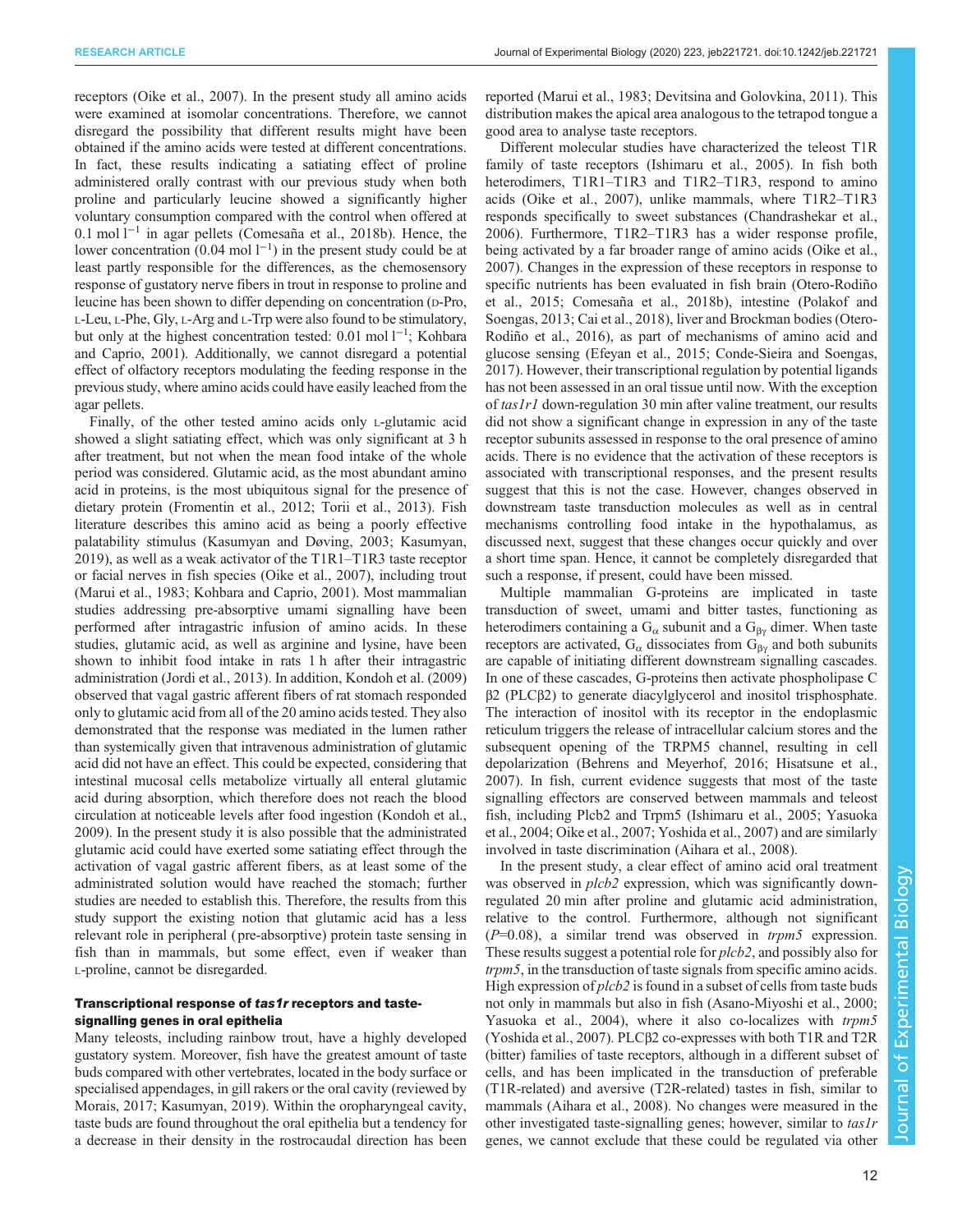receptors (Oike et al., 2007). In the present study all amino acids were examined at isomolar concentrations. Therefore, we cannot disregard the possibility that different results might have been obtained if the amino acids were tested at different concentrations. In fact, these results indicating a satiating effect of proline administered orally contrast with our previous study when both proline and particularly leucine showed a significantly higher voluntary consumption compared with the control when offered at 0.1 mol $l^{-1}$ in agar pellets (Comesaña et al., 2018b). Hence, the lower concentration (0.04 mol $l^{-1}$) in the present study could be at least partly responsible for the differences, as the chemosensory response of gustatory nerve fibers in trout in response to proline and leucine has been shown to differ depending on concentration (D-Pro, L-Leu, L-Phe, Gly, L-Arg and L-Trp were also found to be stimulatory, but only at the highest concentration tested: 0.01 mol $l^{-1}$; Kohbara and Caprio, 2001). Additionally, we cannot disregard a potential effect of olfactory receptors modulating the feeding response in the previous study, where amino acids could have easily leached from the agar pellets.

Finally, of the other tested amino acids only L-glutamic acid showed a slight satiating effect, which was only significant at 3 h after treatment, but not when the mean food intake of the whole period was considered. Glutamic acid, as the most abundant amino acid in proteins, is the most ubiquitous signal for the presence of dietary protein (Fromentin et al., 2012; Torii et al., 2013). Fish literature describes this amino acid as being a poorly effective palatability stimulus (Kasumyan and Døving, 2003; Kasumyan, 2019), as well as a weak activator of the T1R1–T1R3 taste receptor or facial nerves in fish species (Oike et al., 2007), including trout (Marui et al., 1983; Kohbara and Caprio, 2001). Most mammalian studies addressing pre-absorptive umami signalling have been performed after intragastric infusion of amino acids. In these studies, glutamic acid, as well as arginine and lysine, have been shown to inhibit food intake in rats 1 h after their intragastric administration (Jordi et al., 2013). In addition, Kondoh et al. (2009) observed that vagal gastric afferent fibers of rat stomach responded only to glutamic acid from all of the 20 amino acids tested. They also demonstrated that the response was mediated in the lumen rather than systemically given that intravenous administration of glutamic acid did not have an effect. This could be expected, considering that intestinal mucosal cells metabolize virtually all enteral glutamic acid during absorption, which therefore does not reach the blood circulation at noticeable levels after food ingestion (Kondoh et al., 2009). In the present study it is also possible that the administrated glutamic acid could have exerted some satiating effect through the activation of vagal gastric afferent fibers, as at least some of the administrated solution would have reached the stomach; further studies are needed to establish this. Therefore, the results from this study support the existing notion that glutamic acid has a less relevant role in peripheral (pre-absorptive) protein taste sensing in fish than in mammals, but some effect, even if weaker than L-proline, cannot be disregarded.

### Transcriptional response of *tas1r* receptors and taste-signalling genes in oral epithelia

Many teleosts, including rainbow trout, have a highly developed gustatory system. Moreover, fish have the greatest amount of taste buds compared with other vertebrates, located in the body surface or specialised appendages, in gill rakers or the oral cavity (reviewed by Morais, 2017; Kasumyan, 2019). Within the oropharyngeal cavity, taste buds are found throughout the oral epithelia but a tendency for a decrease in their density in the rostrocaudal direction has been reported (Marui et al., 1983; Devitsina and Golovkina, 2011). This distribution makes the apical area analogous to the tetrapod tongue a good area to analyse taste receptors.

Different molecular studies have characterized the teleost T1R family of taste receptors (Ishimaru et al., 2005). In fish both heterodimers, T1R1–T1R3 and T1R2–T1R3, respond to amino acids (Oike et al., 2007), unlike mammals, where T1R2–T1R3 responds specifically to sweet substances (Chandrashekar et al., 2006). Furthermore, T1R2–T1R3 has a wider response profile, being activated by a far broader range of amino acids (Oike et al., 2007). Changes in the expression of these receptors in response to specific nutrients has been evaluated in fish brain (Otero-Rodiño et al., 2015; Comesaña et al., 2018b), intestine (Polakof and Soengas, 2013; Cai et al., 2018), liver and Brockman bodies (Otero-Rodiño et al., 2016), as part of mechanisms of amino acid and glucose sensing (Efeyan et al., 2015; Conde-Sieira and Soengas, 2017). However, their transcriptional regulation by potential ligands has not been assessed in an oral tissue until now. With the exception of *tas1r1* down-regulation 30 min after valine treatment, our results did not show a significant change in expression in any of the taste receptor subunits assessed in response to the oral presence of amino acids. There is no evidence that the activation of these receptors is associated with transcriptional responses, and the present results suggest that this is not the case. However, changes observed in downstream taste transduction molecules as well as in central mechanisms controlling food intake in the hypothalamus, as discussed next, suggest that these changes occur quickly and over a short time span. Hence, it cannot be completely disregarded that such a response, if present, could have been missed.

Multiple mammalian G-proteins are implicated in taste transduction of sweet, umami and bitter tastes, functioning as heterodimers containing a $G_{\alpha}$ subunit and a $G_{\beta\gamma}$ dimer. When taste receptors are activated, $G_{\alpha}$ dissociates from $G_{\beta\gamma}$ and both subunits are capable of initiating different downstream signalling cascades. In one of these cascades, G-proteins then activate phospholipase C β2 (PLCβ2) to generate diacylglycerol and inositol trisphosphate. The interaction of inositol with its receptor in the endoplasmic reticulum triggers the release of intracellular calcium stores and the subsequent opening of the TRPM5 channel, resulting in cell depolarization (Behrens and Meyerhof, 2016; Hisatsune et al., 2007). In fish, current evidence suggests that most of the taste signalling effectors are conserved between mammals and teleost fish, including Plcb2 and Trpm5 (Ishimaru et al., 2005; Yasuoka et al., 2004; Oike et al., 2007; Yoshida et al., 2007) and are similarly involved in taste discrimination (Aihara et al., 2008).

In the present study, a clear effect of amino acid oral treatment was observed in *plcb2* expression, which was significantly down-regulated 20 min after proline and glutamic acid administration, relative to the control. Furthermore, although not significant ($P$=0.08), a similar trend was observed in *trpm5* expression. These results suggest a potential role for *plcb2*, and possibly also for *trpm5*, in the transduction of taste signals from specific amino acids. High expression of *plcb2* is found in a subset of cells from taste buds not only in mammals but also in fish (Asano-Miyoshi et al., 2000; Yasuoka et al., 2004), where it also co-localizes with *trpm5* (Yoshida et al., 2007). PLCβ2 co-expresses with both T1R and T2R (bitter) families of taste receptors, although in a different subset of cells, and has been implicated in the transduction of preferable (T1R-related) and aversive (T2R-related) tastes in fish, similar to mammals (Aihara et al., 2008). No changes were measured in the other investigated taste-signalling genes; however, similar to *tas1r* genes, we cannot exclude that these could be regulated via other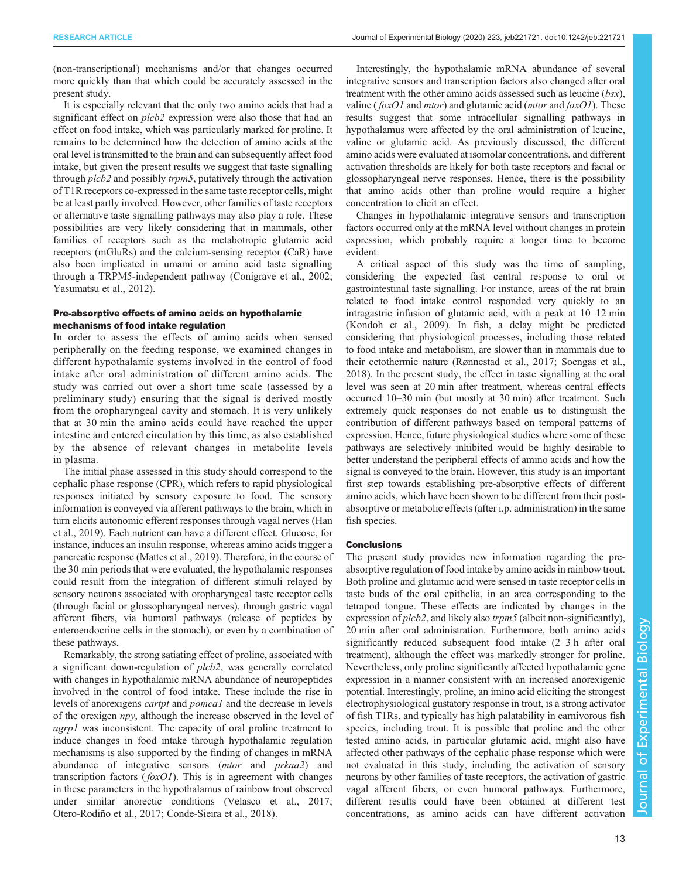(non-transcriptional) mechanisms and/or that changes occurred more quickly than that which could be accurately assessed in the present study.

It is especially relevant that the only two amino acids that had a significant effect on *plcb2* expression were also those that had an effect on food intake, which was particularly marked for proline. It remains to be determined how the detection of amino acids at the oral level is transmitted to the brain and can subsequently affect food intake, but given the present results we suggest that taste signalling through *plcb2* and possibly *trpm5*, putatively through the activation of T1R receptors co-expressed in the same taste receptor cells, might be at least partly involved. However, other families of taste receptors or alternative taste signalling pathways may also play a role. These possibilities are very likely considering that in mammals, other families of receptors such as the metabotropic glutamic acid receptors (mGluRs) and the calcium-sensing receptor (CaR) have also been implicated in umami or amino acid taste signalling through a TRPM5-independent pathway (Conigrave et al., 2002; Yasumatsu et al., 2012).

### Pre-absorptive effects of amino acids on hypothalamic mechanisms of food intake regulation

In order to assess the effects of amino acids when sensed peripherally on the feeding response, we examined changes in different hypothalamic systems involved in the control of food intake after oral administration of different amino acids. The study was carried out over a short time scale (assessed by a preliminary study) ensuring that the signal is derived mostly from the oropharyngeal cavity and stomach. It is very unlikely that at 30 min the amino acids could have reached the upper intestine and entered circulation by this time, as also established by the absence of relevant changes in metabolite levels in plasma.

The initial phase assessed in this study should correspond to the cephalic phase response (CPR), which refers to rapid physiological responses initiated by sensory exposure to food. The sensory information is conveyed via afferent pathways to the brain, which in turn elicits autonomic efferent responses through vagal nerves (Han et al., 2019). Each nutrient can have a different effect. Glucose, for instance, induces an insulin response, whereas amino acids trigger a pancreatic response (Mattes et al., 2019). Therefore, in the course of the 30 min periods that were evaluated, the hypothalamic responses could result from the integration of different stimuli relayed by sensory neurons associated with oropharyngeal taste receptor cells (through facial or glossopharyngeal nerves), through gastric vagal afferent fibers, via humoral pathways (release of peptides by enteroendocrine cells in the stomach), or even by a combination of these pathways.

Remarkably, the strong satiating effect of proline, associated with a significant down-regulation of *plcb2*, was generally correlated with changes in hypothalamic mRNA abundance of neuropeptides involved in the control of food intake. These include the rise in levels of anorexigens *cartpt* and *pomca1* and the decrease in levels of the orexigen *npy*, although the increase observed in the level of *agrp1* was inconsistent. The capacity of oral proline treatment to induce changes in food intake through hypothalamic regulation mechanisms is also supported by the finding of changes in mRNA abundance of integrative sensors (*mtor* and *prkaa2*) and transcription factors (*foxO1*). This is in agreement with changes in these parameters in the hypothalamus of rainbow trout observed under similar anorectic conditions (Velasco et al., 2017; Otero-Rodiño et al., 2017; Conde-Sieira et al., 2018).

Interestingly, the hypothalamic mRNA abundance of several integrative sensors and transcription factors also changed after oral treatment with the other amino acids assessed such as leucine (*bsx*), valine (*foxO1* and *mtor*) and glutamic acid (*mtor* and *foxO1*). These results suggest that some intracellular signalling pathways in hypothalamus were affected by the oral administration of leucine, valine or glutamic acid. As previously discussed, the different amino acids were evaluated at isomolar concentrations, and different activation thresholds are likely for both taste receptors and facial or glossopharyngeal nerve responses. Hence, there is the possibility that amino acids other than proline would require a higher concentration to elicit an effect.

Changes in hypothalamic integrative sensors and transcription factors occurred only at the mRNA level without changes in protein expression, which probably require a longer time to become evident.

A critical aspect of this study was the time of sampling, considering the expected fast central response to oral or gastrointestinal taste signalling. For instance, areas of the rat brain related to food intake control responded very quickly to an intragastric infusion of glutamic acid, with a peak at 10–12 min (Kondoh et al., 2009). In fish, a delay might be predicted considering that physiological processes, including those related to food intake and metabolism, are slower than in mammals due to their ectothermic nature (Rønnestad et al., 2017; Soengas et al., 2018). In the present study, the effect in taste signalling at the oral level was seen at 20 min after treatment, whereas central effects occurred 10–30 min (but mostly at 30 min) after treatment. Such extremely quick responses do not enable us to distinguish the contribution of different pathways based on temporal patterns of expression. Hence, future physiological studies where some of these pathways are selectively inhibited would be highly desirable to better understand the peripheral effects of amino acids and how the signal is conveyed to the brain. However, this study is an important first step towards establishing pre-absorptive effects of different amino acids, which have been shown to be different from their post-absorptive or metabolic effects (after i.p. administration) in the same fish species.

### Conclusions

The present study provides new information regarding the pre-absorptive regulation of food intake by amino acids in rainbow trout. Both proline and glutamic acid were sensed in taste receptor cells in taste buds of the oral epithelia, in an area corresponding to the tetrapod tongue. These effects are indicated by changes in the expression of *plcb2*, and likely also *trpm5* (albeit non-significantly), 20 min after oral administration. Furthermore, both amino acids significantly reduced subsequent food intake (2–3 h after oral treatment), although the effect was markedly stronger for proline. Nevertheless, only proline significantly affected hypothalamic gene expression in a manner consistent with an increased anorexigenic potential. Interestingly, proline, an imino acid eliciting the strongest electrophysiological gustatory response in trout, is a strong activator of fish T1Rs, and typically has high palatability in carnivorous fish species, including trout. It is possible that proline and the other tested amino acids, in particular glutamic acid, might also have affected other pathways of the cephalic phase response which were not evaluated in this study, including the activation of sensory neurons by other families of taste receptors, the activation of gastric vagal afferent fibers, or even humoral pathways. Furthermore, different results could have been obtained at different test concentrations, as amino acids can have different activation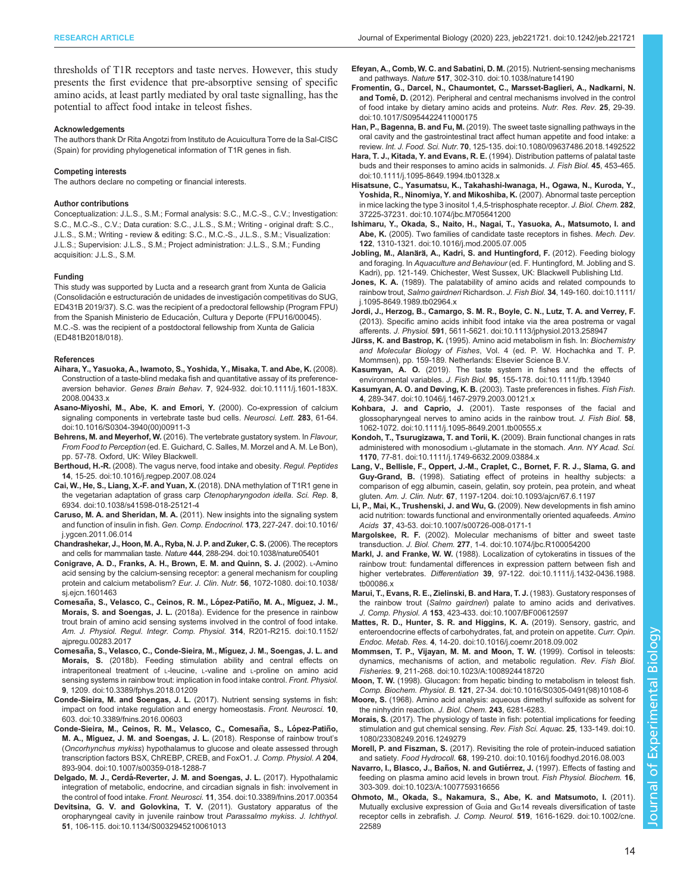thresholds of T1R receptors and taste nerves. However, this study presents the first evidence that pre-absorptive sensing of specific amino acids, at least partly mediated by oral taste signalling, has the potential to affect food intake in teleost fishes.

#### Acknowledgements

The authors thank Dr Rita Angotzi from Instituto de Acuicultura Torre de la Sal-CISC (Spain) for providing phylogenetical information of T1R genes in fish.

#### Competing interests

The authors declare no competing or financial interests.

#### Author contributions

Conceptualization: J.L.S., S.M.; Formal analysis: S.C., M.C.-S., C.V.; Investigation: S.C., M.C.-S., C.V.; Data curation: S.C., J.L.S., S.M.; Writing - original draft: S.C., J.L.S., S.M.; Writing - review & editing: S.C., M.C.-S., J.L.S., S.M.; Visualization: J.L.S.; Supervision: J.L.S., S.M.; Project administration: J.L.S., S.M.; Funding acquisition: J.L.S., S.M.

#### Funding

This study was supported by Lucta and a research grant from Xunta de Galicia (Consolidación e estructuración de unidades de investigación competitivas do SUG, ED431B 2019/37). S.C. was the recipient of a predoctoral fellowship (Program FPU) from the Spanish Ministerio de Educación, Cultura y Deporte (FPU16/00045). M.C.-S. was the recipient of a postdoctoral fellowship from Xunta de Galicia (ED481B2018/018).

#### References

**Aihara, Y., Yasuoka, A., Iwamoto, S., Yoshida, Y., Misaka, T. and Abe, K.** (2008). Construction of a taste-blind medaka fish and quantitative assay of its preference-aversion behavior. *Genes Brain Behav.* **7**, 924-932. doi:10.1111/j.1601-183X.2008.00433.x

**Asano-Miyoshi, M., Abe, K. and Emori, Y.** (2000). Co-expression of calcium signaling components in vertebrate taste bud cells. *Neurosci. Lett.* **283**, 61-64. doi:10.1016/S0304-3940(00)00911-3

**Behrens, M. and Meyerhof, W.** (2016). The vertebrate gustatory system. In *Flavour, From Food to Perception* (ed. E. Guichard, C. Salles, M. Morzel and A. M. Le Bon), pp. 57-78. Oxford, UK: Wiley Blackwell.

**Berthoud, H.-R.** (2008). The vagus nerve, food intake and obesity. *Regul. Peptides* **14**, 15-25. doi:10.1016/j.regpep.2007.08.024

**Cai, W., He, S., Liang, X.-F. and Yuan, X.** (2018). DNA methylation of T1R1 gene in the vegetarian adaptation of grass carp *Ctenopharyngodon idella*. *Sci. Rep.* **8**, 6934. doi:10.1038/s41598-018-25121-4

**Caruso, M. A. and Sheridan, M. A.** (2011). New insights into the signaling system and function of insulin in fish. *Gen. Comp. Endocrinol.* **173**, 227-247. doi:10.1016/j.ygcen.2011.06.014

**Chandrashekar, J., Hoon, M. A., Ryba, N. J. P. and Zuker, C. S.** (2006). The receptors and cells for mammalian taste. *Nature* **444**, 288-294. doi:10.1038/nature05401

**Conigrave, A. D., Franks, A. H., Brown, E. M. and Quinn, S. J.** (2002). L-Amino acid sensing by the calcium-sensing receptor: a general mechanism for coupling protein and calcium metabolism? *Eur. J. Clin. Nutr.* **56**, 1072-1080. doi:10.1038/sj.ejcn.1601463

**Comesaña, S., Velasco, C., Ceinos, R. M., López-Patiño, M. A., Míguez, J. M., Morais, S. and Soengas, J. L.** (2018a). Evidence for the presence in rainbow trout brain of amino acid sensing systems involved in the control of food intake. *Am. J. Physiol. Regul. Integr. Comp. Physiol.* **314**, R201-R215. doi:10.1152/ajpregu.00283.2017

**Comesaña, S., Velasco, C., Conde-Sieira, M., Míguez, J. M., Soengas, J. L. and Morais, S.** (2018b). Feeding stimulation ability and central effects on intraperitoneal treatment of L-leucine, L-valine and L-proline on amino acid sensing systems in rainbow trout: implication in food intake control. *Front. Physiol.* **9**, 1209. doi:10.3389/fphys.2018.01209

**Conde-Sieira, M. and Soengas, J. L.** (2017). Nutrient sensing systems in fish: impact on food intake regulation and energy homeostasis. *Front. Neurosci.* **10**, 603. doi:10.3389/fnins.2016.00603

**Conde-Sieira, M., Ceinos, R. M., Velasco, C., Comesaña, S., López-Patiño, M. A., Míguez, J. M. and Soengas, J. L.** (2018). Response of rainbow trout's (*Oncorhynchus mykiss*) hypothalamus to glucose and oleate assessed through transcription factors BSX, ChREBP, CREB, and FoxO1. *J. Comp. Physiol. A* **204**, 893-904. doi:10.1007/s00359-018-1288-7

**Delgado, M. J., Cerdá-Reverter, J. M. and Soengas, J. L.** (2017). Hypothalamic integration of metabolic, endocrine, and circadian signals in fish: involvement in the control of food intake. *Front. Neurosci.* **11**, 354. doi:10.3389/fnins.2017.00354

**Devitsina, G. V. and Golovkina, T. V.** (2011). Gustatory apparatus of the oropharyngeal cavity in juvenile rainbow trout *Parassalmo mykiss*. *J. Ichthyol.* **51**, 106-115. doi:10.1134/S0032945211061013

**Efeyan, A., Comb, W. C. and Sabatini, D. M.** (2015). Nutrient-sensing mechanisms and pathways. *Nature* **517**, 302-310. doi:10.1038/nature14190

**Fromentin, G., Darcel, N., Chaumontet, C., Marsset-Baglieri, A., Nadkarni, N. and Tomé, D.** (2012). Peripheral and central mechanisms involved in the control of food intake by dietary amino acids and proteins. *Nutr. Res. Rev.* **25**, 29-39. doi:10.1017/S0954422411000175

**Han, P., Bagenna, B. and Fu, M.** (2019). The sweet taste signalling pathways in the oral cavity and the gastrointestinal tract affect human appetite and food intake: a review. *Int. J. Food. Sci. Nutr.* **70**, 125-135. doi:10.1080/09637486.2018.1492522

**Hara, T. J., Kitada, Y. and Evans, R. E.** (1994). Distribution patterns of palatal taste buds and their responses to amino acids in salmonids. *J. Fish Biol.* **45**, 453-465. doi:10.1111/j.1095-8649.1994.tb01328.x

**Hisatsune, C., Yasumatsu, K., Takahashi-Iwanaga, H., Ogawa, N., Kuroda, Y., Yoshida, R., Ninomiya, Y. and Mikoshiba, K.** (2007). Abnormal taste perception in mice lacking the type 3 inositol 1,4,5-trisphosphate receptor. *J. Biol. Chem.* **282**, 37225-37231. doi:10.1074/jbc.M705641200

**Ishimaru, Y., Okada, S., Naito, H., Nagai, T., Yasuoka, A., Matsumoto, I. and Abe, K.** (2005). Two families of candidate taste receptors in fishes. *Mech. Dev.* **122**, 1310-1321. doi:10.1016/j.mod.2005.07.005

**Jobling, M., Alanärä, A., Kadri, S. and Huntingford, F.** (2012). Feeding biology and foraging. In *Aquaculture and Behaviour* (ed. F. Huntingford, M. Jobling and S. Kadri), pp. 121-149. Chichester, West Sussex, UK: Blackwell Publishing Ltd.

**Jones, K. A.** (1989). The palatability of amino acids and related compounds to rainbow trout, *Salmo gairdneri* Richardson. *J. Fish Biol.* **34**, 149-160. doi:10.1111/j.1095-8649.1989.tb02964.x

**Jordi, J., Herzog, B., Camargo, S. M. R., Boyle, C. N., Lutz, T. A. and Verrey, F.** (2013). Specific amino acids inhibit food intake via the area postrema or vagal afferents. *J. Physiol.* **591**, 5611-5621. doi:10.1113/jphysiol.2013.258947

**Jürss, K. and Bastrop, K.** (1995). Amino acid metabolism in fish. In: *Biochemistry and Molecular Biology of Fishes*, Vol. 4 (ed. P. W. Hochachka and T. P. Mommsen), pp. 159-189. Netherlands: Elsevier Science B.V.

**Kasumyan, A. O.** (2019). The taste system in fishes and the effects of environmental variables. *J. Fish Biol.* **95**, 155-178. doi:10.1111/jfb.13940

**Kasumyan, A. O. and Døving, K. B.** (2003). Taste preferences in fishes. *Fish Fish.* **4**, 289-347. doi:10.1046/j.1467-2979.2003.00121.x

**Kohbara, J. and Caprio, J.** (2001). Taste responses of the facial and glossopharyngeal nerves to amino acids in the rainbow trout. *J. Fish Biol.* **58**, 1062-1072. doi:10.1111/j.1095-8649.2001.tb00555.x

**Kondoh, T., Tsurugizawa, T. and Torii, K.** (2009). Brain functional changes in rats administered with monosodium L-glutamate in the stomach. *Ann. NY Acad. Sci.* **1170**, 77-81. doi:10.1111/j.1749-6632.2009.03884.x

**Lang, V., Bellisle, F., Oppert, J.-M., Craplet, C., Bornet, F. R. J., Slama, G. and Guy-Grand, B.** (1998). Satiating effect of proteins in healthy subjects: a comparison of egg albumin, casein, gelatin, soy protein, pea protein, and wheat gluten. *Am. J. Clin. Nutr.* **67**, 1197-1204. doi:10.1093/ajcn/67.6.1197

**Li, P., Mai, K., Trushenski, J. and Wu, G.** (2009). New developments in fish amino acid nutrition: towards functional and environmentally oriented aquafeeds. *Amino Acids* **37**, 43-53. doi:10.1007/s00726-008-0171-1

**Margolskee, R. F.** (2002). Molecular mechanisms of bitter and sweet taste transduction. *J. Biol. Chem.* **277**, 1-4. doi:10.1074/jbc.R100054200

**Markl, J. and Franke, W. W.** (1988). Localization of cytokeratins in tissues of the rainbow trout: fundamental differences in expression pattern between fish and higher vertebrates. *Differentiation* **39**, 97-122. doi:10.1111/j.1432-0436.1988.tb00086.x

**Marui, T., Evans, R. E., Zielinski, B. and Hara, T. J.** (1983). Gustatory responses of the rainbow trout (*Salmo gairdneri*) palate to amino acids and derivatives. *J. Comp. Physiol. A* **153**, 423-433. doi:10.1007/BF00612597

**Mattes, R. D., Hunter, S. R. and Higgins, K. A.** (2019). Sensory, gastric, and enteroendocrine effects of carbohydrates, fat, and protein on appetite. *Curr. Opin. Endoc. Metab. Res.* **4**, 14-20. doi:10.1016/j.coemr.2018.09.002

**Mommsen, T. P., Vijayan, M. M. and Moon, T. W.** (1999). Cortisol in teleosts: dynamics, mechanisms of action, and metabolic regulation. *Rev. Fish Biol. Fisheries.* **9**, 211-268. doi:10.1023/A:1008924418720

**Moon, T. W.** (1998). Glucagon: from hepatic binding to metabolism in teleost fish. *Comp. Biochem. Physiol. B.* **121**, 27-34. doi:10.1016/S0305-0491(98)10108-6

**Moore, S.** (1968). Amino acid analysis: aqueous dimethyl sulfoxide as solvent for the ninhydrin reaction. *J. Biol. Chem.* **243**, 6281-6283.

**Morais, S.** (2017). The physiology of taste in fish: potential implications for feeding stimulation and gut chemical sensing. *Rev. Fish Sci. Aquac.* **25**, 133-149. doi:10.1080/23308249.2016.1249279

**Morell, P. and Fiszman, S.** (2017). Revisiting the role of protein-induced satiation and satiety. *Food Hydrocoll.* **68**, 199-210. doi:10.1016/j.foodhyd.2016.08.003

**Navarro, I., Blasco, J., Baños, N. and Gutiérrez, J.** (1997). Effects of fasting and feeding on plasma amino acid levels in brown trout. *Fish Physiol. Biochem.* **16**, 303-309. doi:10.1023/A:1007759316656

**Ohmoto, M., Okada, S., Nakamura, S., Abe, K. and Matsumoto, I.** (2011). Mutually exclusive expression of Gαia and Gα14 reveals diversification of taste receptor cells in zebrafish. *J. Comp. Neurol.* **519**, 1616-1629. doi:10.1002/cne.22589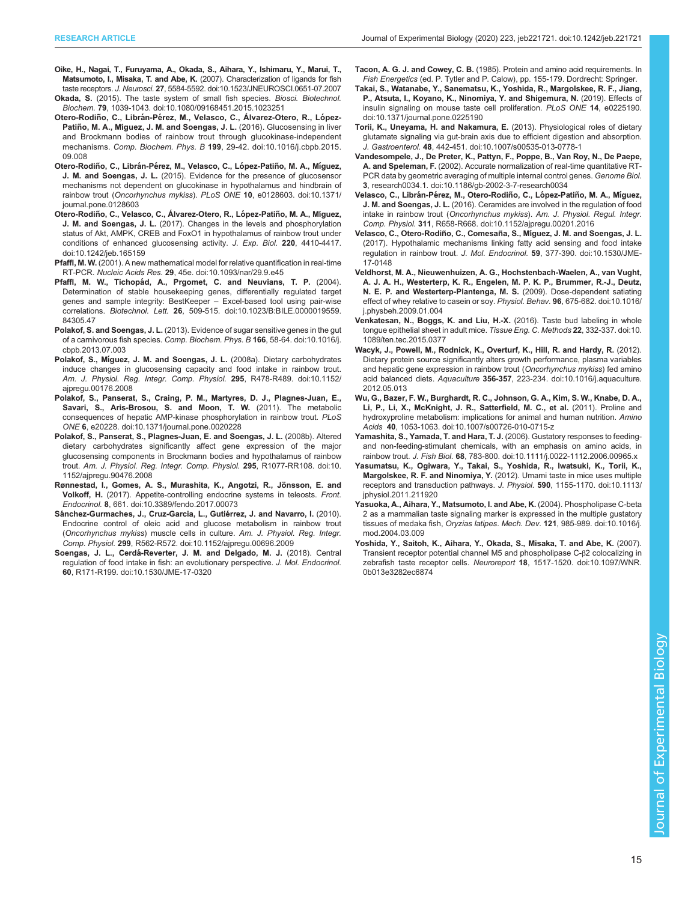**Oike, H., Nagai, T., Furuyama, A., Okada, S., Aihara, Y., Ishimaru, Y., Marui, T., Matsumoto, I., Misaka, T. and Abe, K.** (2007). Characterization of ligands for fish taste receptors. *J. Neurosci.* **27**, 5584-5592. doi:10.1523/JNEUROSCI.0651-07.2007

**Okada, S.** (2015). The taste system of small fish species. *Biosci. Biotechnol. Biochem.* **79**, 1039-1043. doi:10.1080/09168451.2015.1023251

**Otero-Rodiño, C., Librán-Pérez, M., Velasco, C., Álvarez-Otero, R., López-Patiño, M. A., Míguez, J. M. and Soengas, J. L.** (2016). Glucosensing in liver and Brockmann bodies of rainbow trout through glucokinase-independent mechanisms. *Comp. Biochem. Phys. B* **199**, 29-42. doi:10.1016/j.cbpb.2015.09.008

**Otero-Rodiño, C., Librán-Pérez, M., Velasco, C., López-Patiño, M. A., Míguez, J. M. and Soengas, J. L.** (2015). Evidence for the presence of glucosensor mechanisms not dependent on glucokinase in hypothalamus and hindbrain of rainbow trout (*Oncorhynchus mykiss*). *PLoS ONE* **10**, e0128603. doi:10.1371/journal.pone.0128603

**Otero-Rodiño, C., Velasco, C., Álvarez-Otero, R., López-Patiño, M. A., Míguez, J. M. and Soengas, J. L.** (2017). Changes in the levels and phosphorylation status of Akt, AMPK, CREB and FoxO1 in hypothalamus of rainbow trout under conditions of enhanced glucosensing activity. *J. Exp. Biol.* **220**, 4410-4417. doi:10.1242/jeb.165159

**Pfaffl, M. W.** (2001). A new mathematical model for relative quantification in real-time RT-PCR. *Nucleic Acids Res.* **29**, 45e. doi:10.1093/nar/29.9.e45

**Pfaffl, M. W., Tichopád, A., Prgomet, C. and Neuvians, T. P.** (2004). Determination of stable housekeeping genes, differentially regulated target genes and sample integrity: BestKeeper – Excel-based tool using pair-wise correlations. *Biotechnol. Lett.* **26**, 509-515. doi:10.1023/B:BILE.0000019559.84305.47

**Polakof, S. and Soengas, J. L.** (2013). Evidence of sugar sensitive genes in the gut of a carnivorous fish species. *Comp. Biochem. Phys. B* **166**, 58-64. doi:10.1016/j.cbpb.2013.07.003

**Polakof, S., Míguez, J. M. and Soengas, J. L.** (2008a). Dietary carbohydrates induce changes in glucosensing capacity and food intake in rainbow trout. *Am. J. Physiol. Reg. Integr. Comp. Physiol.* **295**, R478-R489. doi:10.1152/ajpregu.00176.2008

**Polakof, S., Panserat, S., Craing, P. M., Martyres, D. J., Plagnes-Juan, E., Savari, S., Aris-Brosou, S. and Moon, T. W.** (2011). The metabolic consequences of hepatic AMP-kinase phosphorylation in rainbow trout. *PLoS ONE* **6**, e20228. doi:10.1371/journal.pone.0020228

**Polakof, S., Panserat, S., Plagnes-Juan, E. and Soengas, J. L.** (2008b). Altered dietary carbohydrates significantly affect gene expression of the major glucosensing components in Brockmann bodies and hypothalamus of rainbow trout. *Am. J. Physiol. Reg. Integr. Comp. Physiol.* **295**, R1077-RR108. doi:10.1152/ajpregu.90476.2008

**Rønnestad, I., Gomes, A. S., Murashita, K., Angotzi, R., Jönsson, E. and Volkoff, H.** (2017). Appetite-controlling endocrine systems in teleosts. *Front. Endocrinol.* **8**, 661. doi:10.3389/fendo.2017.00073

**Sánchez-Gurmaches, J., Cruz-Garcia, L., Gutiérrez, J. and Navarro, I.** (2010). Endocrine control of oleic acid and glucose metabolism in rainbow trout (*Oncorhynchus mykiss*) muscle cells in culture. *Am. J. Physiol. Reg. Integr. Comp. Physiol.* **299**, R562-R572. doi:10.1152/ajpregu.00696.2009

**Soengas, J. L., Cerdá-Reverter, J. M. and Delgado, M. J.** (2018). Central regulation of food intake in fish: an evolutionary perspective. *J. Mol. Endocrinol.* **60**, R171-R199. doi:10.1530/JME-17-0320

**Tacon, A. G. J. and Cowey, C. B.** (1985). Protein and amino acid requirements. In *Fish Energetics* (ed. P. Tytler and P. Calow), pp. 155-179. Dordrecht: Springer.

**Takai, S., Watanabe, Y., Sanematsu, K., Yoshida, R., Margolskee, R. F., Jiang, P., Atsuta, I., Koyano, K., Ninomiya, Y. and Shigemura, N.** (2019). Effects of insulin signaling on mouse taste cell proliferation. *PLoS ONE* **14**, e0225190. doi:10.1371/journal.pone.0225190

**Torii, K., Uneyama, H. and Nakamura, E.** (2013). Physiological roles of dietary glutamate signaling via gut-brain axis due to efficient digestion and absorption. *J. Gastroenterol.* **48**, 442-451. doi:10.1007/s00535-013-0778-1

**Vandesompele, J., De Preter, K., Pattyn, F., Poppe, B., Van Roy, N., De Paepe, A. and Speleman, F.** (2002). Accurate normalization of real-time quantitative RT-PCR data by geometric averaging of multiple internal control genes. *Genome Biol.* **3**, research0034.1. doi:10.1186/gb-2002-3-7-research0034

**Velasco, C., Librán-Pérez, M., Otero-Rodiño, C., López-Patiño, M. A., Míguez, J. M. and Soengas, J. L.** (2016). Ceramides are involved in the regulation of food intake in rainbow trout (*Oncorhynchus mykiss*). *Am. J. Physiol. Regul. Integr. Comp. Physiol.* **311**, R658-R668. doi:10.1152/ajpregu.00201.2016

**Velasco, C., Otero-Rodiño, C., Comesaña, S., Míguez, J. M. and Soengas, J. L.** (2017). Hypothalamic mechanisms linking fatty acid sensing and food intake regulation in rainbow trout. *J. Mol. Endocrinol.* **59**, 377-390. doi:10.1530/JME-17-0148

**Veldhorst, M. A., Nieuwenhuizen, A. G., Hochstenbach-Waelen, A., van Vught, A. J. A. H., Westerterp, K. R., Engelen, M. P. K. P., Brummer, R.-J., Deutz, N. E. P. and Westerterp-Plantenga, M. S.** (2009). Dose-dependent satiating effect of whey relative to casein or soy. *Physiol. Behav.* **96**, 675-682. doi:10.1016/j.physbeh.2009.01.004

**Venkatesan, N., Boggs, K. and Liu, H.-X.** (2016). Taste bud labeling in whole tongue epithelial sheet in adult mice. *Tissue Eng. C. Methods* **22**, 332-337. doi:10.1089/ten.tec.2015.0377

**Wacyk, J., Powell, M., Rodnick, K., Overturf, K., Hill, R. and Hardy, R.** (2012). Dietary protein source significantly alters growth performance, plasma variables and hepatic gene expression in rainbow trout (*Oncorhynchus mykiss*) fed amino acid balanced diets. *Aquaculture* **356-357**, 223-234. doi:10.1016/j.aquaculture.2012.05.013

**Wu, G., Bazer, F. W., Burghardt, R. C., Johnson, G. A., Kim, S. W., Knabe, D. A., Li, P., Li, X., McKnight, J. R., Satterfield, M. C., et al.** (2011). Proline and hydroxyproline metabolism: implications for animal and human nutrition. *Amino Acids* **40**, 1053-1063. doi:10.1007/s00726-010-0715-z

**Yamashita, S., Yamada, T. and Hara, T. J.** (2006). Gustatory responses to feeding- and non-feeding-stimulant chemicals, with an emphasis on amino acids, in rainbow trout. *J. Fish Biol.* **68**, 783-800. doi:10.1111/j.0022-1112.2006.00965.x

**Yasumatsu, K., Ogiwara, Y., Takai, S., Yoshida, R., Iwatsuki, K., Torii, K., Margolskee, R. F. and Ninomiya, Y.** (2012). Umami taste in mice uses multiple receptors and transduction pathways. *J. Physiol.* **590**, 1155-1170. doi:10.1113/jphysiol.2011.211920

**Yasuoka, A., Aihara, Y., Matsumoto, I. and Abe, K.** (2004). Phospholipase C-beta 2 as a mammalian taste signaling marker is expressed in the multiple gustatory tissues of medaka fish, *Oryzias latipes*. *Mech. Dev.* **121**, 985-989. doi:10.1016/j.mod.2004.03.009

**Yoshida, Y., Saitoh, K., Aihara, Y., Okada, S., Misaka, T. and Abe, K.** (2007). Transient receptor potential channel M5 and phospholipase C-β2 colocalizing in zebrafish taste receptor cells. *Neuroreport* **18**, 1517-1520. doi:10.1097/WNR.0b013e3282ec6874